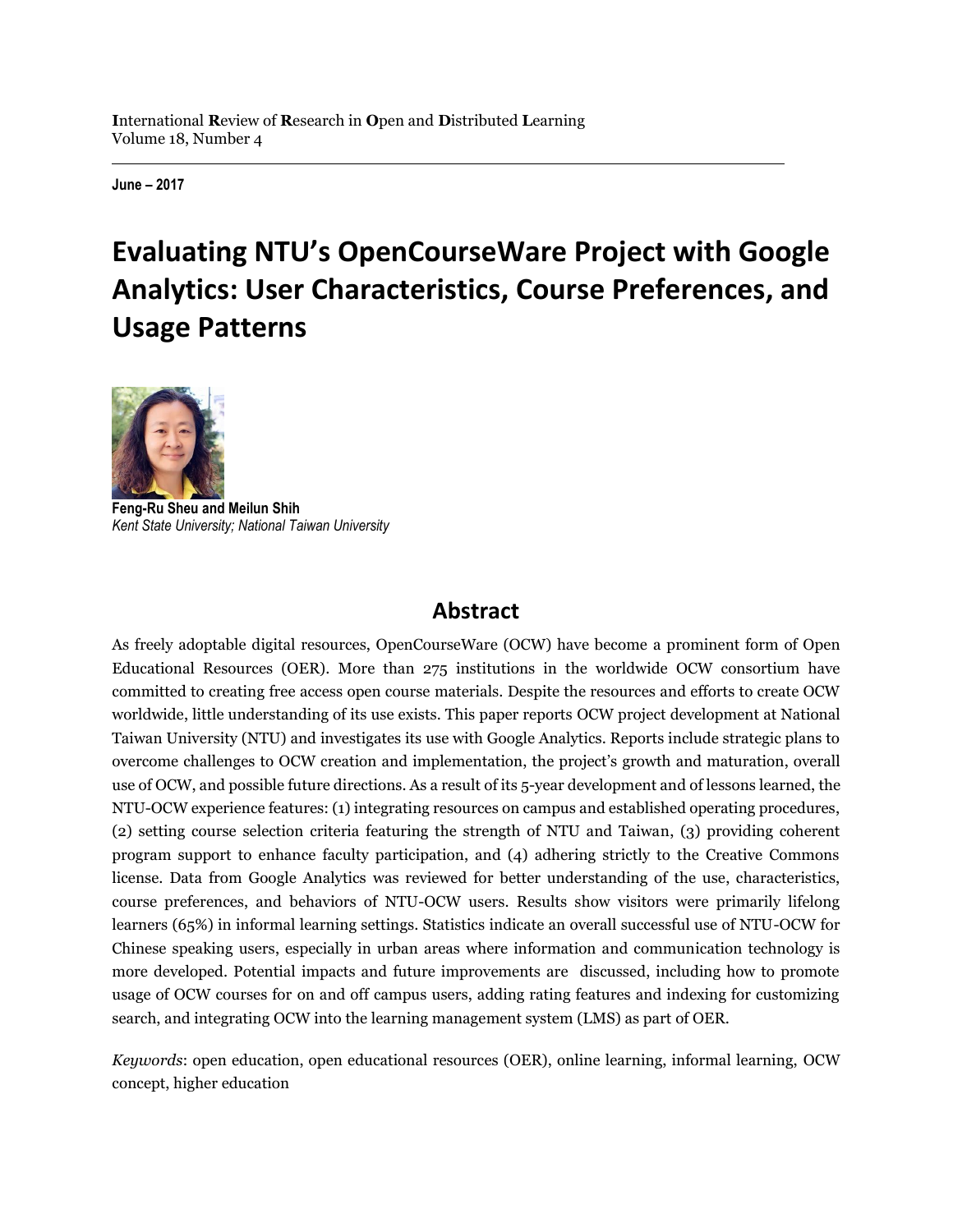**I**nternational **R**esearch of **R**esearch in **O**pen and **D**istributed **L**earning
Volume 18, Number 4

**June – 2017**

# Evaluating NTU's OpenCourseWare Project with Google Analytics: User Characteristics, Course Preferences, and Usage Patterns

**Feng-Ru Sheu and Meilun Shih**
*Kent State University; National Taiwan University*

## Abstract

As freely adoptable digital resources, OpenCourseWare (OCW) have become a prominent form of Open Educational Resources (OER). More than 275 institutions in the worldwide OCW consortium have committed to creating free access open course materials. Despite the resources and efforts to create OCW worldwide, little understanding of its use exists. This paper reports OCW project development at National Taiwan University (NTU) and investigates its use with Google Analytics. Reports include strategic plans to overcome challenges to OCW creation and implementation, the project's growth and maturation, overall use of OCW, and possible future directions. As a result of its 5-year development and of lessons learned, the NTU-OCW experience features: (1) integrating resources on campus and established operating procedures, (2) setting course selection criteria featuring the strength of NTU and Taiwan, (3) providing coherent program support to enhance faculty participation, and (4) adhering strictly to the Creative Commons license. Data from Google Analytics was reviewed for better understanding of the use, characteristics, course preferences, and behaviors of NTU-OCW users. Results show visitors were primarily lifelong learners (65%) in informal learning settings. Statistics indicate an overall successful use of NTU-OCW for Chinese speaking users, especially in urban areas where information and communication technology is more developed. Potential impacts and future improvements are discussed, including how to promote usage of OCW courses for on and off campus users, adding rating features and indexing for customizing search, and integrating OCW into the learning management system (LMS) as part of OER.

*Keywords*: open education, open educational resources (OER), online learning, informal learning, OCW concept, higher education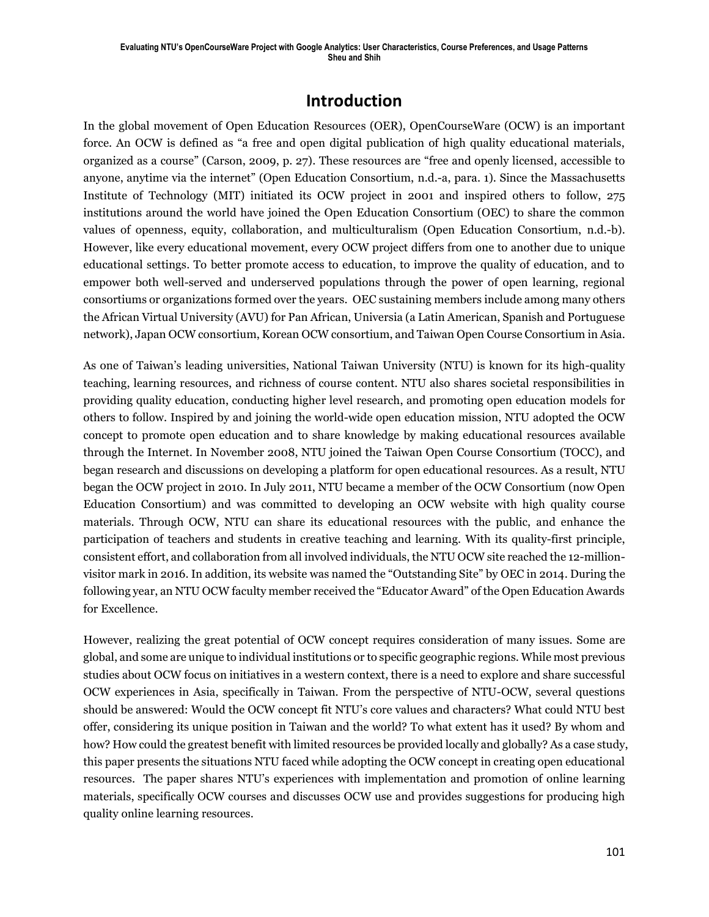# Introduction

In the global movement of Open Education Resources (OER), OpenCourseWare (OCW) is an important force. An OCW is defined as "a free and open digital publication of high quality educational materials, organized as a course" (Carson, 2009, p. 27). These resources are "free and openly licensed, accessible to anyone, anytime via the internet" (Open Education Consortium, n.d.-a, para. 1). Since the Massachusetts Institute of Technology (MIT) initiated its OCW project in 2001 and inspired others to follow, 275 institutions around the world have joined the Open Education Consortium (OEC) to share the common values of openness, equity, collaboration, and multiculturalism (Open Education Consortium, n.d.-b). However, like every educational movement, every OCW project differs from one to another due to unique educational settings. To better promote access to education, to improve the quality of education, and to empower both well-served and underserved populations through the power of open learning, regional consortiums or organizations formed over the years. OEC sustaining members include among many others the African Virtual University (AVU) for Pan African, Universia (a Latin American, Spanish and Portuguese network), Japan OCW consortium, Korean OCW consortium, and Taiwan Open Course Consortium in Asia.

As one of Taiwan's leading universities, National Taiwan University (NTU) is known for its high-quality teaching, learning resources, and richness of course content. NTU also shares societal responsibilities in providing quality education, conducting higher level research, and promoting open education models for others to follow. Inspired by and joining the world-wide open education mission, NTU adopted the OCW concept to promote open education and to share knowledge by making educational resources available through the Internet. In November 2008, NTU joined the Taiwan Open Course Consortium (TOCC), and began research and discussions on developing a platform for open educational resources. As a result, NTU began the OCW project in 2010. In July 2011, NTU became a member of the OCW Consortium (now Open Education Consortium) and was committed to developing an OCW website with high quality course materials. Through OCW, NTU can share its educational resources with the public, and enhance the participation of teachers and students in creative teaching and learning. With its quality-first principle, consistent effort, and collaboration from all involved individuals, the NTU OCW site reached the 12-million-visitor mark in 2016. In addition, its website was named the "Outstanding Site" by OEC in 2014. During the following year, an NTU OCW faculty member received the "Educator Award" of the Open Education Awards for Excellence.

However, realizing the great potential of OCW concept requires consideration of many issues. Some are global, and some are unique to individual institutions or to specific geographic regions. While most previous studies about OCW focus on initiatives in a western context, there is a need to explore and share successful OCW experiences in Asia, specifically in Taiwan. From the perspective of NTU-OCW, several questions should be answered: Would the OCW concept fit NTU's core values and characters? What could NTU best offer, considering its unique position in Taiwan and the world? To what extent has it used? By whom and how? How could the greatest benefit with limited resources be provided locally and globally? As a case study, this paper presents the situations NTU faced while adopting the OCW concept in creating open educational resources. The paper shares NTU's experiences with implementation and promotion of online learning materials, specifically OCW courses and discusses OCW use and provides suggestions for producing high quality online learning resources.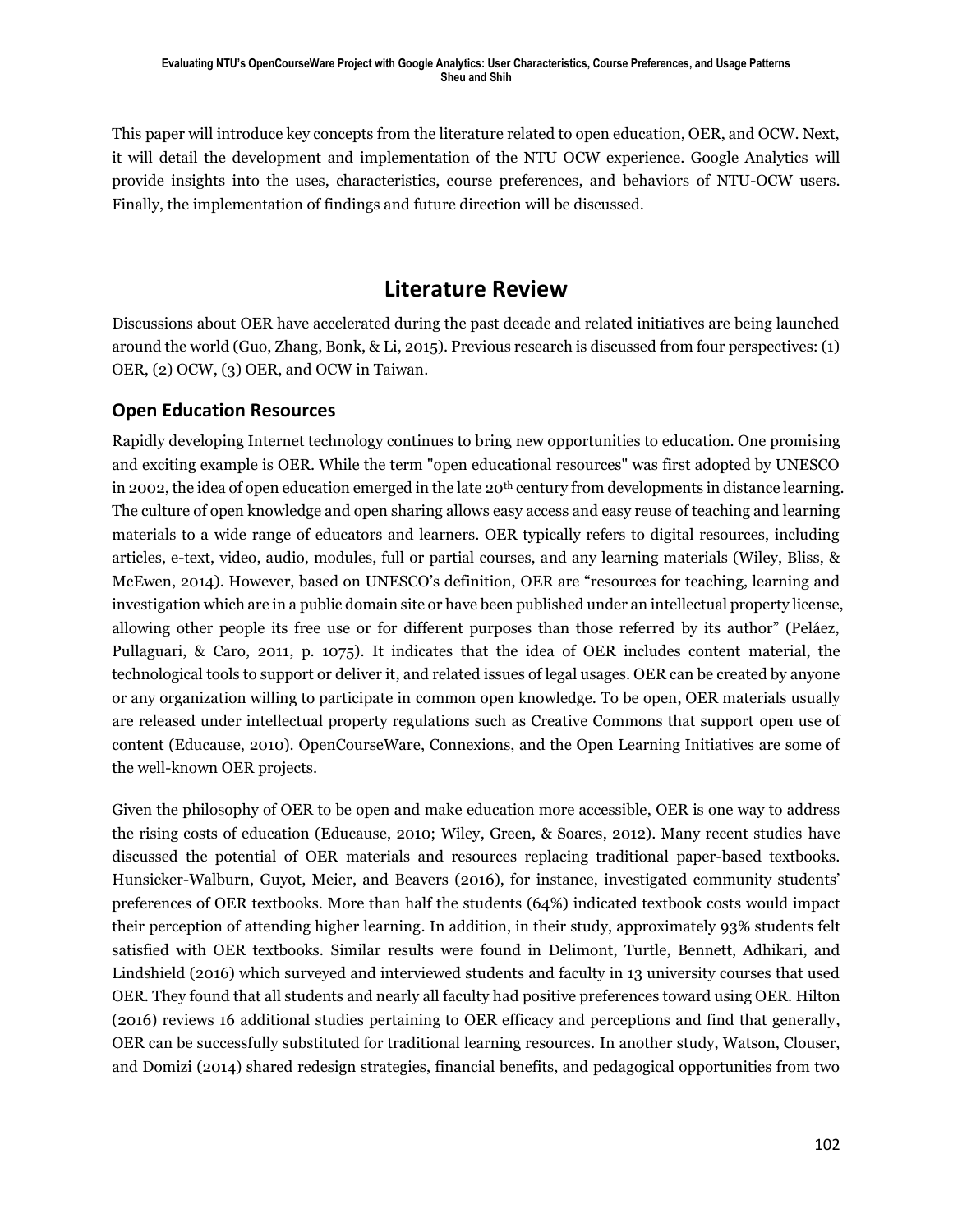This paper will introduce key concepts from the literature related to open education, OER, and OCW. Next, it will detail the development and implementation of the NTU OCW experience. Google Analytics will provide insights into the uses, characteristics, course preferences, and behaviors of NTU-OCW users. Finally, the implementation of findings and future direction will be discussed.

# Literature Review

Discussions about OER have accelerated during the past decade and related initiatives are being launched around the world (Guo, Zhang, Bonk, & Li, 2015). Previous research is discussed from four perspectives: (1) OER, (2) OCW, (3) OER, and OCW in Taiwan.

## Open Education Resources

Rapidly developing Internet technology continues to bring new opportunities to education. One promising and exciting example is OER. While the term "open educational resources" was first adopted by UNESCO in 2002, the idea of open education emerged in the late 20th century from developments in distance learning. The culture of open knowledge and open sharing allows easy access and easy reuse of teaching and learning materials to a wide range of educators and learners. OER typically refers to digital resources, including articles, e-text, video, audio, modules, full or partial courses, and any learning materials (Wiley, Bliss, & McEwen, 2014). However, based on UNESCO's definition, OER are "resources for teaching, learning and investigation which are in a public domain site or have been published under an intellectual property license, allowing other people its free use or for different purposes than those referred by its author" (Peláez, Pullaguari, & Caro, 2011, p. 1075). It indicates that the idea of OER includes content material, the technological tools to support or deliver it, and related issues of legal usages. OER can be created by anyone or any organization willing to participate in common open knowledge. To be open, OER materials usually are released under intellectual property regulations such as Creative Commons that support open use of content (Educause, 2010). OpenCourseWare, Connexions, and the Open Learning Initiatives are some of the well-known OER projects.

Given the philosophy of OER to be open and make education more accessible, OER is one way to address the rising costs of education (Educause, 2010; Wiley, Green, & Soares, 2012). Many recent studies have discussed the potential of OER materials and resources replacing traditional paper-based textbooks. Hunsicker-Walburn, Guyot, Meier, and Beavers (2016), for instance, investigated community students' preferences of OER textbooks. More than half the students (64%) indicated textbook costs would impact their perception of attending higher learning. In addition, in their study, approximately 93% students felt satisfied with OER textbooks. Similar results were found in Delimont, Turtle, Bennett, Adhikari, and Lindshield (2016) which surveyed and interviewed students and faculty in 13 university courses that used OER. They found that all students and nearly all faculty had positive preferences toward using OER. Hilton (2016) reviews 16 additional studies pertaining to OER efficacy and perceptions and find that generally, OER can be successfully substituted for traditional learning resources. In another study, Watson, Clouser, and Domizi (2014) shared redesign strategies, financial benefits, and pedagogical opportunities from two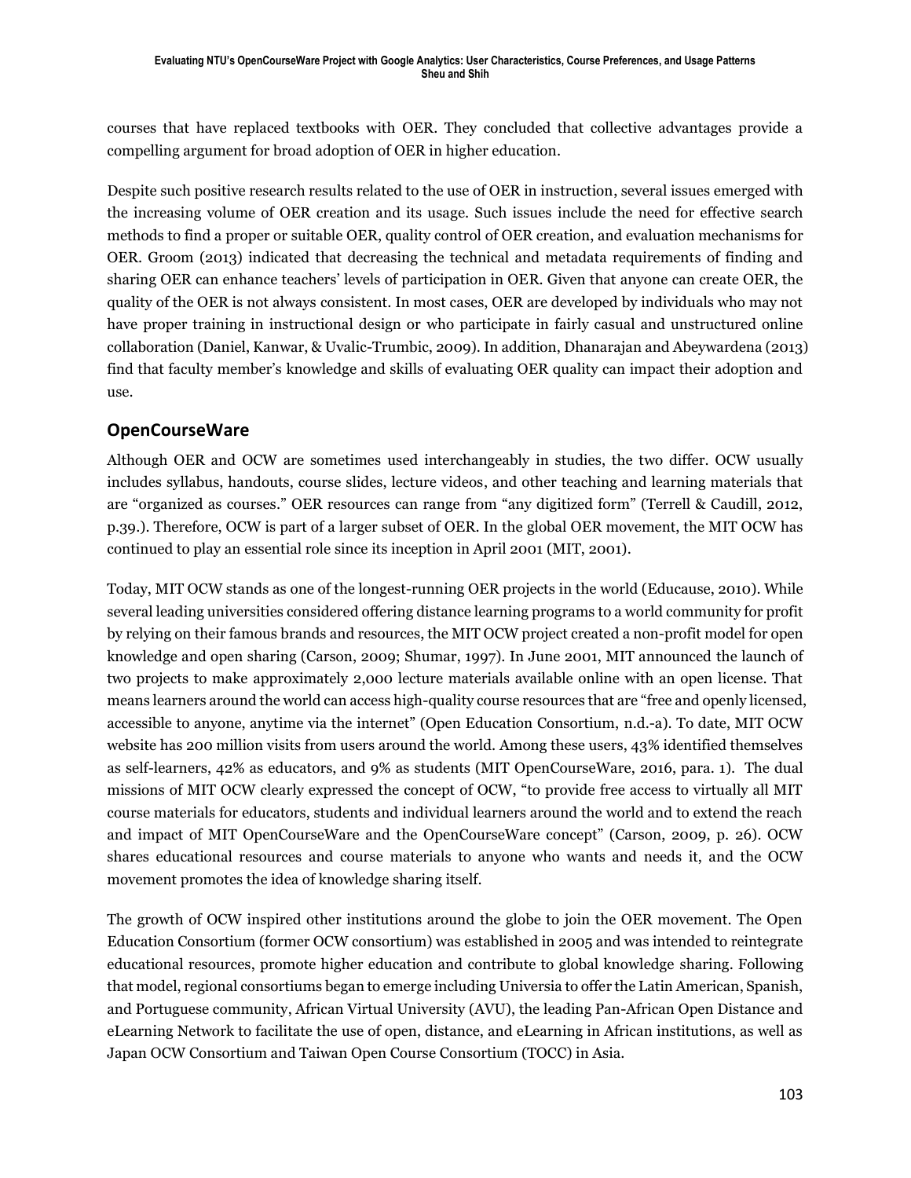courses that have replaced textbooks with OER. They concluded that collective advantages provide a compelling argument for broad adoption of OER in higher education.

Despite such positive research results related to the use of OER in instruction, several issues emerged with the increasing volume of OER creation and its usage. Such issues include the need for effective search methods to find a proper or suitable OER, quality control of OER creation, and evaluation mechanisms for OER. Groom (2013) indicated that decreasing the technical and metadata requirements of finding and sharing OER can enhance teachers' levels of participation in OER. Given that anyone can create OER, the quality of the OER is not always consistent. In most cases, OER are developed by individuals who may not have proper training in instructional design or who participate in fairly casual and unstructured online collaboration (Daniel, Kanwar, & Uvalic-Trumbic, 2009). In addition, Dhanarajan and Abeywardena (2013) find that faculty member's knowledge and skills of evaluating OER quality can impact their adoption and use.

## OpenCourseWare

Although OER and OCW are sometimes used interchangeably in studies, the two differ. OCW usually includes syllabus, handouts, course slides, lecture videos, and other teaching and learning materials that are "organized as courses." OER resources can range from "any digitized form" (Terrell & Caudill, 2012, p.39.). Therefore, OCW is part of a larger subset of OER. In the global OER movement, the MIT OCW has continued to play an essential role since its inception in April 2001 (MIT, 2001).

Today, MIT OCW stands as one of the longest-running OER projects in the world (Educause, 2010). While several leading universities considered offering distance learning programs to a world community for profit by relying on their famous brands and resources, the MIT OCW project created a non-profit model for open knowledge and open sharing (Carson, 2009; Shumar, 1997). In June 2001, MIT announced the launch of two projects to make approximately 2,000 lecture materials available online with an open license. That means learners around the world can access high-quality course resources that are "free and openly licensed, accessible to anyone, anytime via the internet" (Open Education Consortium, n.d.-a). To date, MIT OCW website has 200 million visits from users around the world. Among these users, 43% identified themselves as self-learners, 42% as educators, and 9% as students (MIT OpenCourseWare, 2016, para. 1). The dual missions of MIT OCW clearly expressed the concept of OCW, "to provide free access to virtually all MIT course materials for educators, students and individual learners around the world and to extend the reach and impact of MIT OpenCourseWare and the OpenCourseWare concept" (Carson, 2009, p. 26). OCW shares educational resources and course materials to anyone who wants and needs it, and the OCW movement promotes the idea of knowledge sharing itself.

The growth of OCW inspired other institutions around the globe to join the OER movement. The Open Education Consortium (former OCW consortium) was established in 2005 and was intended to reintegrate educational resources, promote higher education and contribute to global knowledge sharing. Following that model, regional consortiums began to emerge including Universia to offer the Latin American, Spanish, and Portuguese community, African Virtual University (AVU), the leading Pan-African Open Distance and eLearning Network to facilitate the use of open, distance, and eLearning in African institutions, as well as Japan OCW Consortium and Taiwan Open Course Consortium (TOCC) in Asia.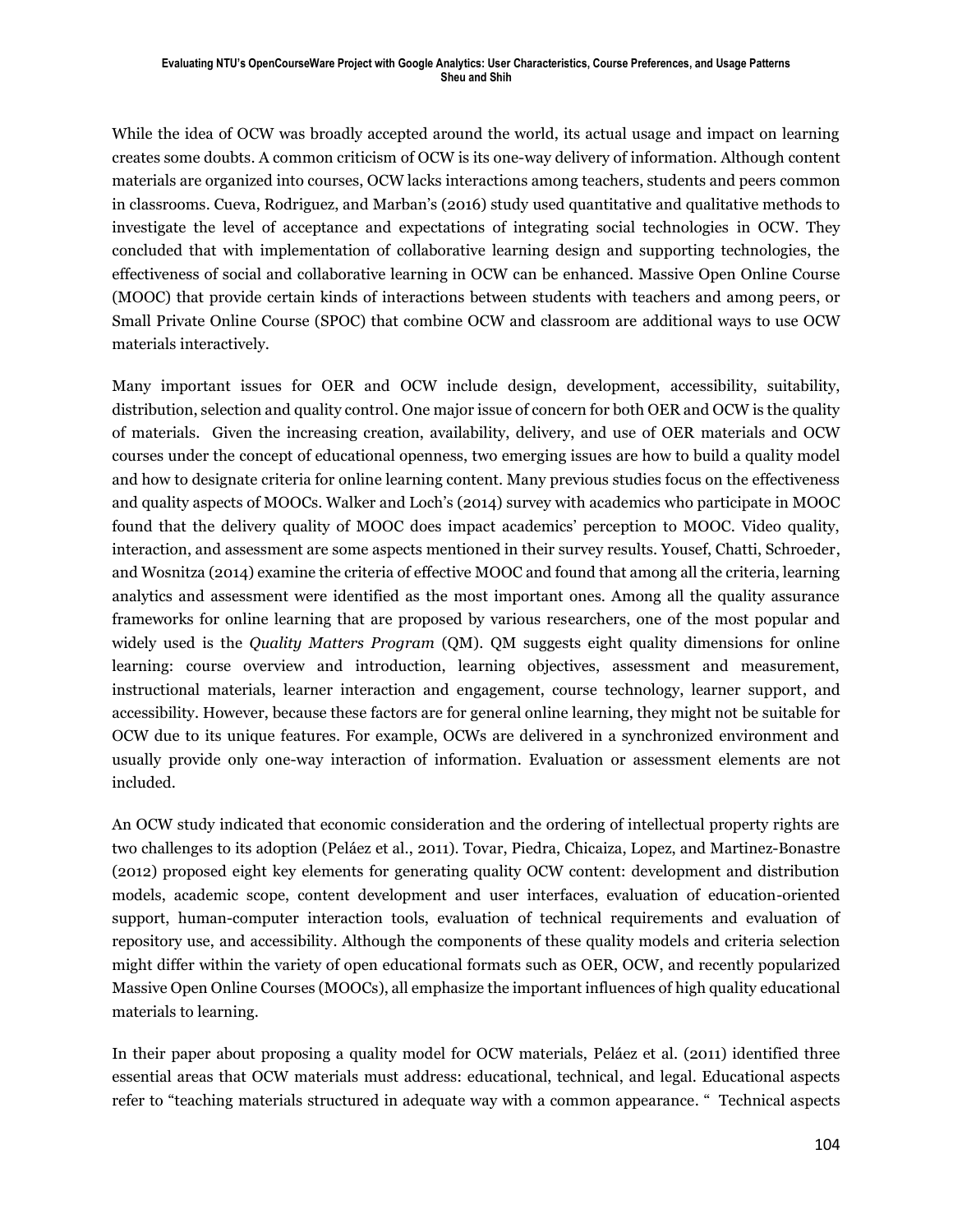While the idea of OCW was broadly accepted around the world, its actual usage and impact on learning creates some doubts. A common criticism of OCW is its one-way delivery of information. Although content materials are organized into courses, OCW lacks interactions among teachers, students and peers common in classrooms. Cueva, Rodriguez, and Marban's (2016) study used quantitative and qualitative methods to investigate the level of acceptance and expectations of integrating social technologies in OCW. They concluded that with implementation of collaborative learning design and supporting technologies, the effectiveness of social and collaborative learning in OCW can be enhanced. Massive Open Online Course (MOOC) that provide certain kinds of interactions between students with teachers and among peers, or Small Private Online Course (SPOC) that combine OCW and classroom are additional ways to use OCW materials interactively.

Many important issues for OER and OCW include design, development, accessibility, suitability, distribution, selection and quality control. One major issue of concern for both OER and OCW is the quality of materials. Given the increasing creation, availability, delivery, and use of OER materials and OCW courses under the concept of educational openness, two emerging issues are how to build a quality model and how to designate criteria for online learning content. Many previous studies focus on the effectiveness and quality aspects of MOOCs. Walker and Loch's (2014) survey with academics who participate in MOOC found that the delivery quality of MOOC does impact academics' perception to MOOC. Video quality, interaction, and assessment are some aspects mentioned in their survey results. Yousef, Chatti, Schroeder, and Wosnitza (2014) examine the criteria of effective MOOC and found that among all the criteria, learning analytics and assessment were identified as the most important ones. Among all the quality assurance frameworks for online learning that are proposed by various researchers, one of the most popular and widely used is the *Quality Matters Program* (QM). QM suggests eight quality dimensions for online learning: course overview and introduction, learning objectives, assessment and measurement, instructional materials, learner interaction and engagement, course technology, learner support, and accessibility. However, because these factors are for general online learning, they might not be suitable for OCW due to its unique features. For example, OCWs are delivered in a synchronized environment and usually provide only one-way interaction of information. Evaluation or assessment elements are not included.

An OCW study indicated that economic consideration and the ordering of intellectual property rights are two challenges to its adoption (Peláez et al., 2011). Tovar, Piedra, Chicaiza, Lopez, and Martinez-Bonastre (2012) proposed eight key elements for generating quality OCW content: development and distribution models, academic scope, content development and user interfaces, evaluation of education-oriented support, human-computer interaction tools, evaluation of technical requirements and evaluation of repository use, and accessibility. Although the components of these quality models and criteria selection might differ within the variety of open educational formats such as OER, OCW, and recently popularized Massive Open Online Courses (MOOCs), all emphasize the important influences of high quality educational materials to learning.

In their paper about proposing a quality model for OCW materials, Peláez et al. (2011) identified three essential areas that OCW materials must address: educational, technical, and legal. Educational aspects refer to "teaching materials structured in adequate way with a common appearance. " Technical aspects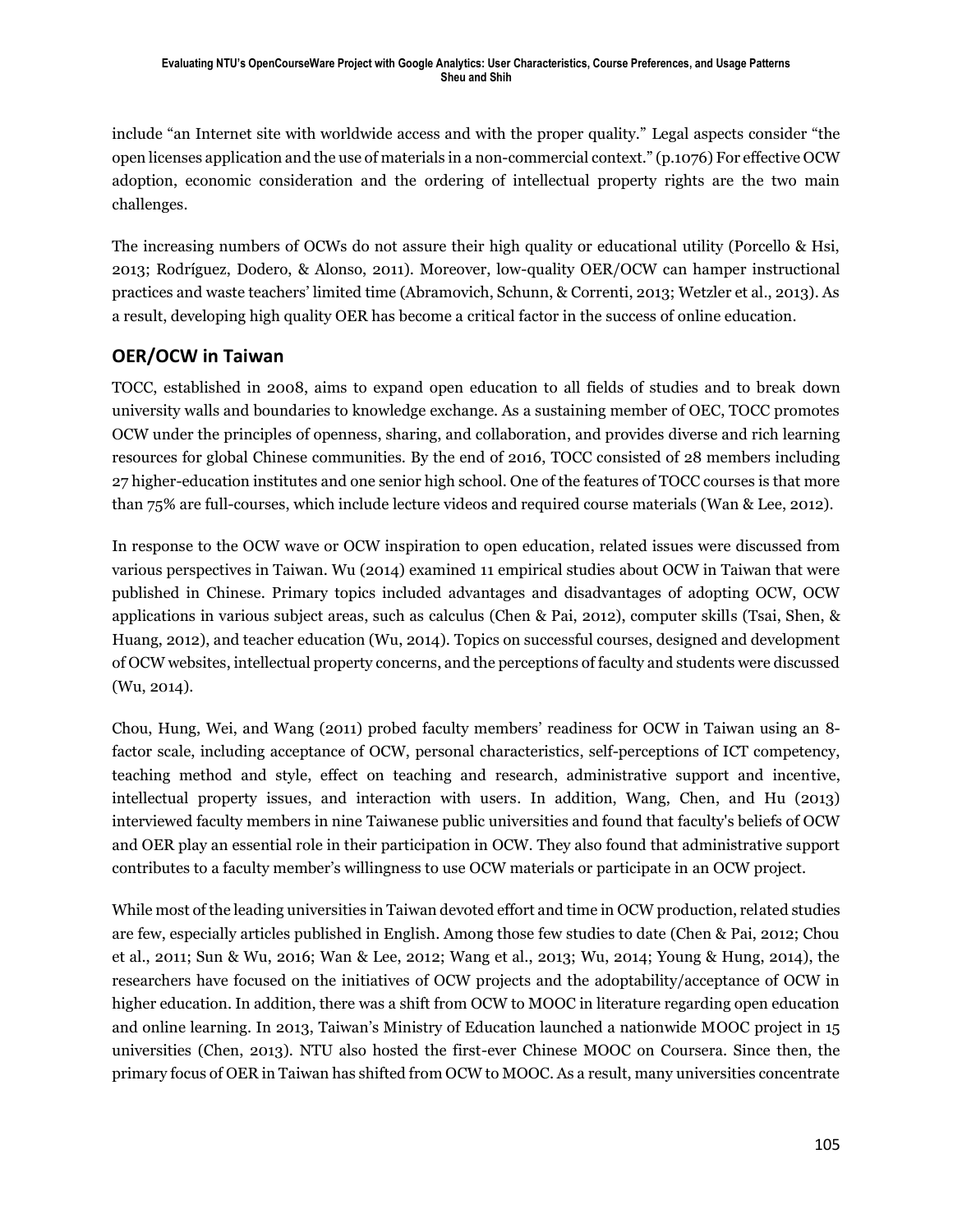include “an Internet site with worldwide access and with the proper quality.” Legal aspects consider “the open licenses application and the use of materials in a non-commercial context.” (p.1076) For effective OCW adoption, economic consideration and the ordering of intellectual property rights are the two main challenges.

The increasing numbers of OCWs do not assure their high quality or educational utility (Porcello & Hsi, 2013; Rodríguez, Dodero, & Alonso, 2011). Moreover, low-quality OER/OCW can hamper instructional practices and waste teachers’ limited time (Abramovich, Schunn, & Correnti, 2013; Wetzler et al., 2013). As a result, developing high quality OER has become a critical factor in the success of online education.

## OER/OCW in Taiwan

TOCC, established in 2008, aims to expand open education to all fields of studies and to break down university walls and boundaries to knowledge exchange. As a sustaining member of OEC, TOCC promotes OCW under the principles of openness, sharing, and collaboration, and provides diverse and rich learning resources for global Chinese communities. By the end of 2016, TOCC consisted of 28 members including 27 higher-education institutes and one senior high school. One of the features of TOCC courses is that more than 75% are full-courses, which include lecture videos and required course materials (Wan & Lee, 2012).

In response to the OCW wave or OCW inspiration to open education, related issues were discussed from various perspectives in Taiwan. Wu (2014) examined 11 empirical studies about OCW in Taiwan that were published in Chinese. Primary topics included advantages and disadvantages of adopting OCW, OCW applications in various subject areas, such as calculus (Chen & Pai, 2012), computer skills (Tsai, Shen, & Huang, 2012), and teacher education (Wu, 2014). Topics on successful courses, designed and development of OCW websites, intellectual property concerns, and the perceptions of faculty and students were discussed (Wu, 2014).

Chou, Hung, Wei, and Wang (2011) probed faculty members’ readiness for OCW in Taiwan using an 8-factor scale, including acceptance of OCW, personal characteristics, self-perceptions of ICT competency, teaching method and style, effect on teaching and research, administrative support and incentive, intellectual property issues, and interaction with users. In addition, Wang, Chen, and Hu (2013) interviewed faculty members in nine Taiwanese public universities and found that faculty's beliefs of OCW and OER play an essential role in their participation in OCW. They also found that administrative support contributes to a faculty member’s willingness to use OCW materials or participate in an OCW project.

While most of the leading universities in Taiwan devoted effort and time in OCW production, related studies are few, especially articles published in English. Among those few studies to date (Chen & Pai, 2012; Chou et al., 2011; Sun & Wu, 2016; Wan & Lee, 2012; Wang et al., 2013; Wu, 2014; Young & Hung, 2014), the researchers have focused on the initiatives of OCW projects and the adoptability/acceptance of OCW in higher education. In addition, there was a shift from OCW to MOOC in literature regarding open education and online learning. In 2013, Taiwan’s Ministry of Education launched a nationwide MOOC project in 15 universities (Chen, 2013). NTU also hosted the first-ever Chinese MOOC on Coursera. Since then, the primary focus of OER in Taiwan has shifted from OCW to MOOC. As a result, many universities concentrate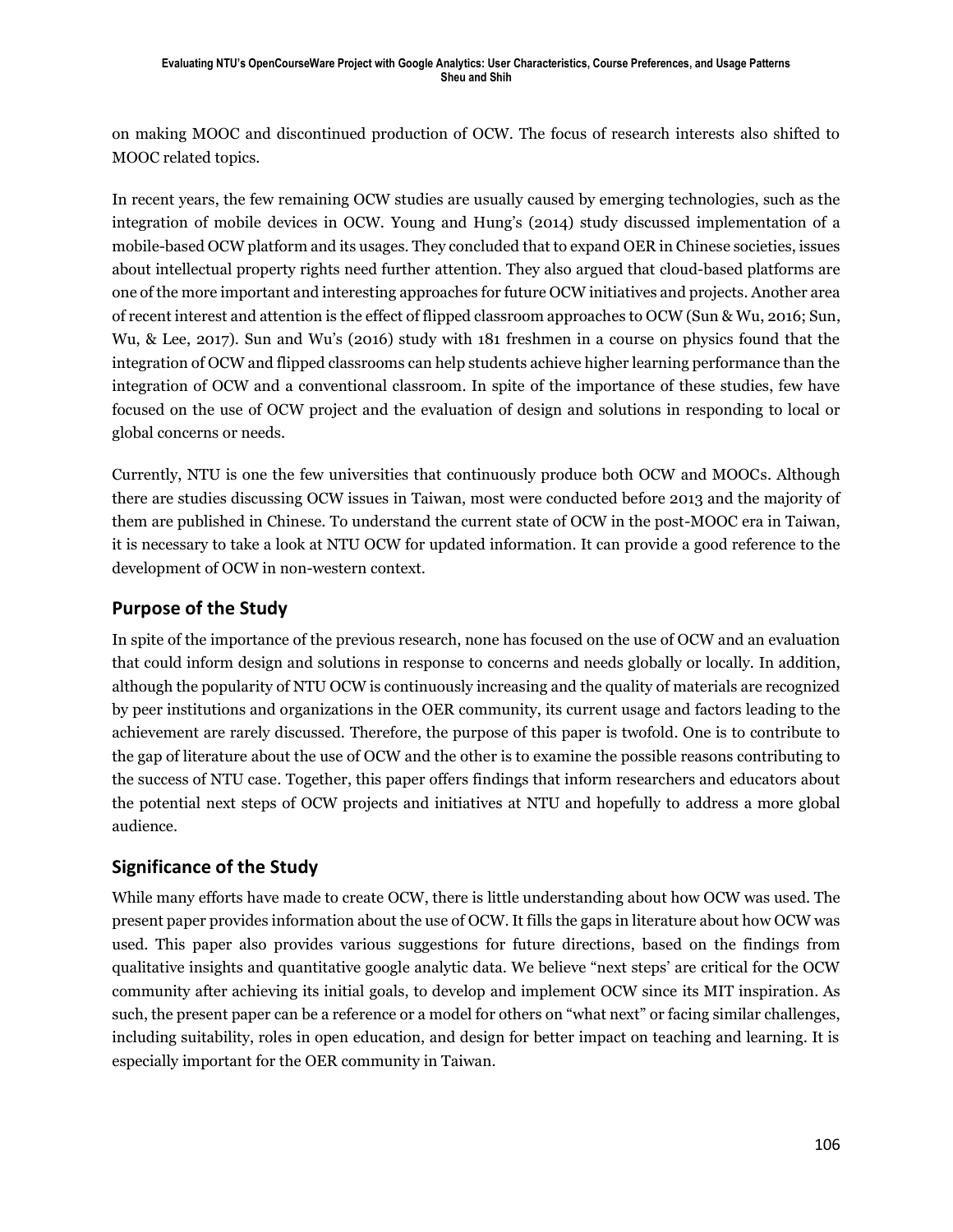on making MOOC and discontinued production of OCW. The focus of research interests also shifted to MOOC related topics.

In recent years, the few remaining OCW studies are usually caused by emerging technologies, such as the integration of mobile devices in OCW. Young and Hung's (2014) study discussed implementation of a mobile-based OCW platform and its usages. They concluded that to expand OER in Chinese societies, issues about intellectual property rights need further attention. They also argued that cloud-based platforms are one of the more important and interesting approaches for future OCW initiatives and projects. Another area of recent interest and attention is the effect of flipped classroom approaches to OCW (Sun & Wu, 2016; Sun, Wu, & Lee, 2017). Sun and Wu's (2016) study with 181 freshmen in a course on physics found that the integration of OCW and flipped classrooms can help students achieve higher learning performance than the integration of OCW and a conventional classroom. In spite of the importance of these studies, few have focused on the use of OCW project and the evaluation of design and solutions in responding to local or global concerns or needs.

Currently, NTU is one the few universities that continuously produce both OCW and MOOCs. Although there are studies discussing OCW issues in Taiwan, most were conducted before 2013 and the majority of them are published in Chinese. To understand the current state of OCW in the post-MOOC era in Taiwan, it is necessary to take a look at NTU OCW for updated information. It can provide a good reference to the development of OCW in non-western context.

## Purpose of the Study

In spite of the importance of the previous research, none has focused on the use of OCW and an evaluation that could inform design and solutions in response to concerns and needs globally or locally. In addition, although the popularity of NTU OCW is continuously increasing and the quality of materials are recognized by peer institutions and organizations in the OER community, its current usage and factors leading to the achievement are rarely discussed. Therefore, the purpose of this paper is twofold. One is to contribute to the gap of literature about the use of OCW and the other is to examine the possible reasons contributing to the success of NTU case. Together, this paper offers findings that inform researchers and educators about the potential next steps of OCW projects and initiatives at NTU and hopefully to address a more global audience.

## Significance of the Study

While many efforts have made to create OCW, there is little understanding about how OCW was used. The present paper provides information about the use of OCW. It fills the gaps in literature about how OCW was used. This paper also provides various suggestions for future directions, based on the findings from qualitative insights and quantitative google analytic data. We believe "next steps' are critical for the OCW community after achieving its initial goals, to develop and implement OCW since its MIT inspiration. As such, the present paper can be a reference or a model for others on "what next" or facing similar challenges, including suitability, roles in open education, and design for better impact on teaching and learning. It is especially important for the OER community in Taiwan.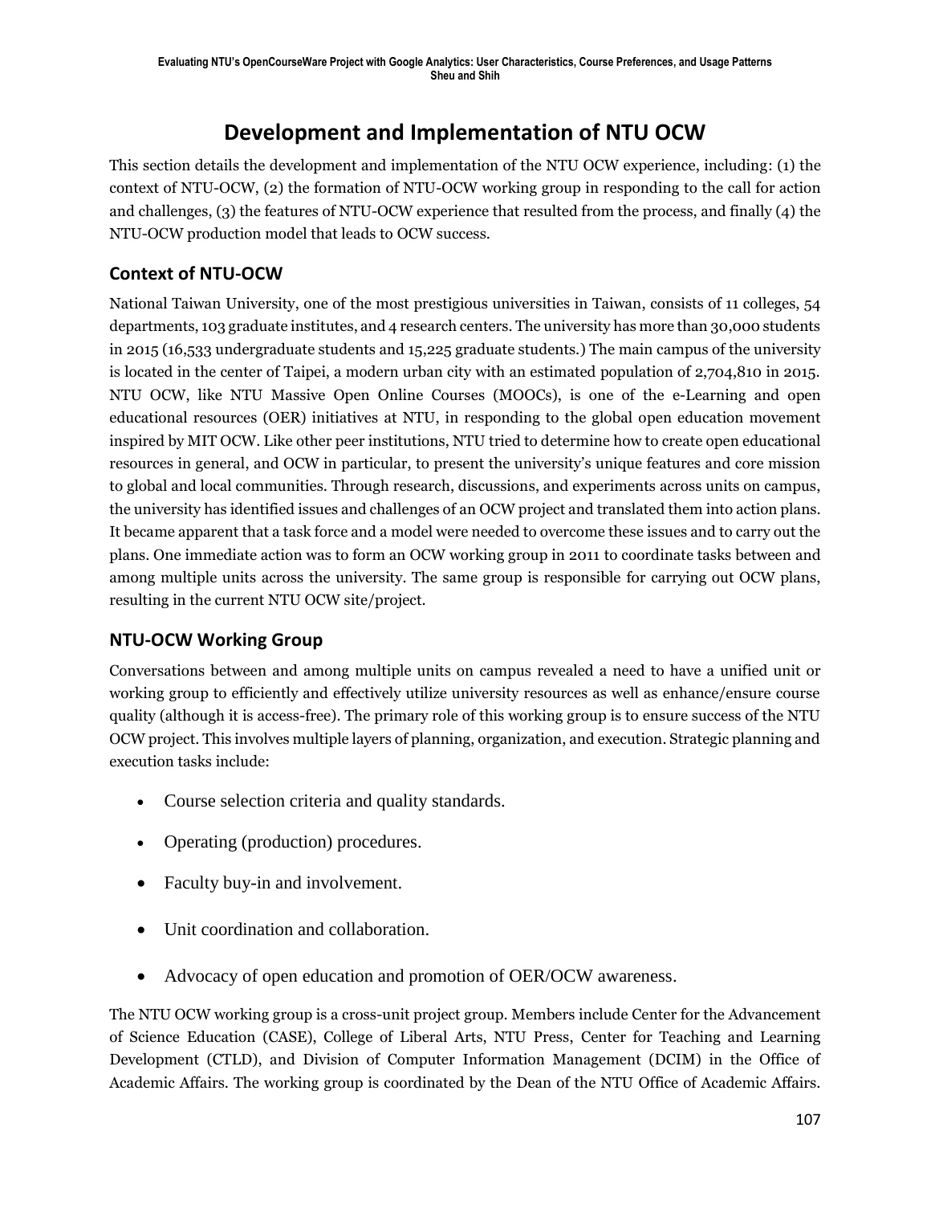# Development and Implementation of NTU OCW

This section details the development and implementation of the NTU OCW experience, including: (1) the context of NTU-OCW, (2) the formation of NTU-OCW working group in responding to the call for action and challenges, (3) the features of NTU-OCW experience that resulted from the process, and finally (4) the NTU-OCW production model that leads to OCW success.

## Context of NTU-OCW

National Taiwan University, one of the most prestigious universities in Taiwan, consists of 11 colleges, 54 departments, 103 graduate institutes, and 4 research centers. The university has more than 30,000 students in 2015 (16,533 undergraduate students and 15,225 graduate students.) The main campus of the university is located in the center of Taipei, a modern urban city with an estimated population of 2,704,810 in 2015. NTU OCW, like NTU Massive Open Online Courses (MOOCs), is one of the e-Learning and open educational resources (OER) initiatives at NTU, in responding to the global open education movement inspired by MIT OCW. Like other peer institutions, NTU tried to determine how to create open educational resources in general, and OCW in particular, to present the university's unique features and core mission to global and local communities. Through research, discussions, and experiments across units on campus, the university has identified issues and challenges of an OCW project and translated them into action plans. It became apparent that a task force and a model were needed to overcome these issues and to carry out the plans. One immediate action was to form an OCW working group in 2011 to coordinate tasks between and among multiple units across the university. The same group is responsible for carrying out OCW plans, resulting in the current NTU OCW site/project.

## NTU-OCW Working Group

Conversations between and among multiple units on campus revealed a need to have a unified unit or working group to efficiently and effectively utilize university resources as well as enhance/ensure course quality (although it is access-free). The primary role of this working group is to ensure success of the NTU OCW project. This involves multiple layers of planning, organization, and execution. Strategic planning and execution tasks include:

- Course selection criteria and quality standards.
- Operating (production) procedures.
- Faculty buy-in and involvement.
- Unit coordination and collaboration.
- Advocacy of open education and promotion of OER/OCW awareness.

The NTU OCW working group is a cross-unit project group. Members include Center for the Advancement of Science Education (CASE), College of Liberal Arts, NTU Press, Center for Teaching and Learning Development (CTLD), and Division of Computer Information Management (DCIM) in the Office of Academic Affairs. The working group is coordinated by the Dean of the NTU Office of Academic Affairs.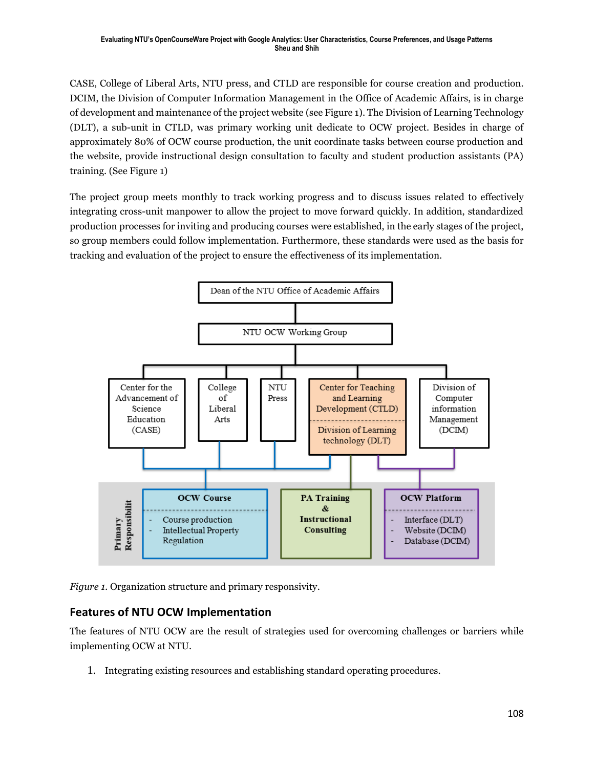CASE, College of Liberal Arts, NTU press, and CTLD are responsible for course creation and production. DCIM, the Division of Computer Information Management in the Office of Academic Affairs, is in charge of development and maintenance of the project website (see Figure 1). The Division of Learning Technology (DLT), a sub-unit in CTLD, was primary working unit dedicate to OCW project. Besides in charge of approximately 80% of OCW course production, the unit coordinate tasks between course production and the website, provide instructional design consultation to faculty and student production assistants (PA) training. (See Figure 1)

The project group meets monthly to track working progress and to discuss issues related to effectively integrating cross-unit manpower to allow the project to move forward quickly. In addition, standardized production processes for inviting and producing courses were established, in the early stages of the project, so group members could follow implementation. Furthermore, these standards were used as the basis for tracking and evaluation of the project to ensure the effectiveness of its implementation.

Dean of the NTU Office of Academic Affairs

NTU OCW Working Group

Center for the Advancement of Science Education (CASE) | College of Liberal Arts | NTU Press | Center for Teaching and Learning Development (CTLD) / Division of Learning technology (DLT) | Division of Computer information Management (DCIM)

Primary Responsibilit

**OCW Course**
- Course production
- Intellectual Property Regulation

**PA Training & Instructional Consulting**

**OCW Platform**
- Interface (DLT)
- Website (DCIM)
- Database (DCIM)

*Figure 1.* Organization structure and primary responsivity.

## Features of NTU OCW Implementation

The features of NTU OCW are the result of strategies used for overcoming challenges or barriers while implementing OCW at NTU.

1. Integrating existing resources and establishing standard operating procedures.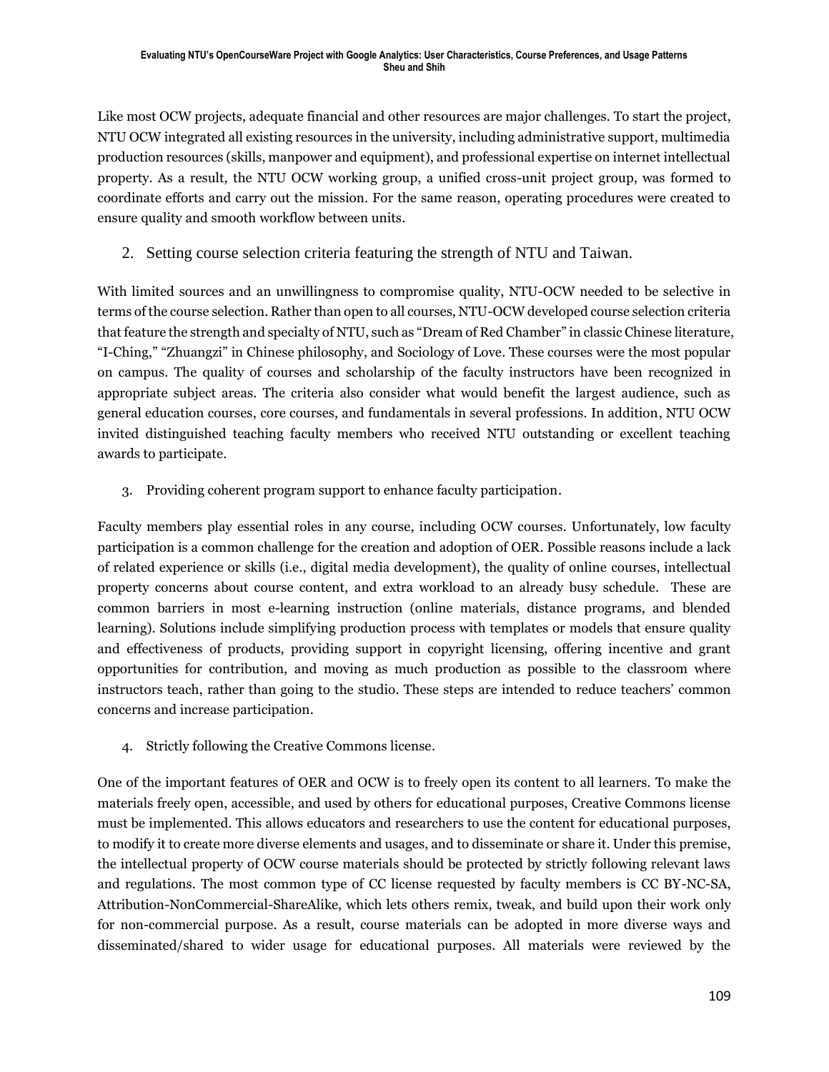Like most OCW projects, adequate financial and other resources are major challenges. To start the project, NTU OCW integrated all existing resources in the university, including administrative support, multimedia production resources (skills, manpower and equipment), and professional expertise on internet intellectual property. As a result, the NTU OCW working group, a unified cross-unit project group, was formed to coordinate efforts and carry out the mission. For the same reason, operating procedures were created to ensure quality and smooth workflow between units.

2. Setting course selection criteria featuring the strength of NTU and Taiwan.

With limited sources and an unwillingness to compromise quality, NTU-OCW needed to be selective in terms of the course selection. Rather than open to all courses, NTU-OCW developed course selection criteria that feature the strength and specialty of NTU, such as "Dream of Red Chamber" in classic Chinese literature, "I-Ching," "Zhuangzi" in Chinese philosophy, and Sociology of Love. These courses were the most popular on campus. The quality of courses and scholarship of the faculty instructors have been recognized in appropriate subject areas. The criteria also consider what would benefit the largest audience, such as general education courses, core courses, and fundamentals in several professions. In addition, NTU OCW invited distinguished teaching faculty members who received NTU outstanding or excellent teaching awards to participate.

3. Providing coherent program support to enhance faculty participation.

Faculty members play essential roles in any course, including OCW courses. Unfortunately, low faculty participation is a common challenge for the creation and adoption of OER. Possible reasons include a lack of related experience or skills (i.e., digital media development), the quality of online courses, intellectual property concerns about course content, and extra workload to an already busy schedule. These are common barriers in most e-learning instruction (online materials, distance programs, and blended learning). Solutions include simplifying production process with templates or models that ensure quality and effectiveness of products, providing support in copyright licensing, offering incentive and grant opportunities for contribution, and moving as much production as possible to the classroom where instructors teach, rather than going to the studio. These steps are intended to reduce teachers' common concerns and increase participation.

4. Strictly following the Creative Commons license.

One of the important features of OER and OCW is to freely open its content to all learners. To make the materials freely open, accessible, and used by others for educational purposes, Creative Commons license must be implemented. This allows educators and researchers to use the content for educational purposes, to modify it to create more diverse elements and usages, and to disseminate or share it. Under this premise, the intellectual property of OCW course materials should be protected by strictly following relevant laws and regulations. The most common type of CC license requested by faculty members is CC BY-NC-SA, Attribution-NonCommercial-ShareAlike, which lets others remix, tweak, and build upon their work only for non-commercial purpose. As a result, course materials can be adopted in more diverse ways and disseminated/shared to wider usage for educational purposes. All materials were reviewed by the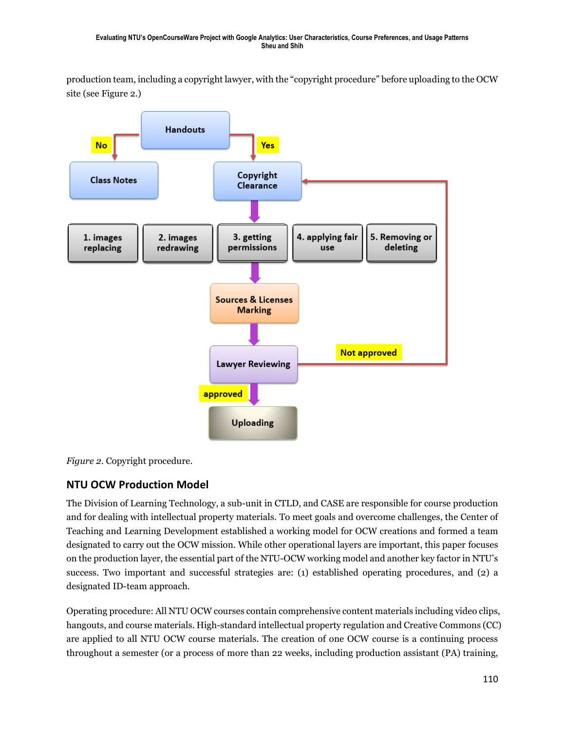production team, including a copyright lawyer, with the "copyright procedure" before uploading to the OCW site (see Figure 2.)

*Figure 2*. Copyright procedure.

## NTU OCW Production Model

The Division of Learning Technology, a sub-unit in CTLD, and CASE are responsible for course production and for dealing with intellectual property materials. To meet goals and overcome challenges, the Center of Teaching and Learning Development established a working model for OCW creations and formed a team designated to carry out the OCW mission. While other operational layers are important, this paper focuses on the production layer, the essential part of the NTU-OCW working model and another key factor in NTU's success. Two important and successful strategies are: (1) established operating procedures, and (2) a designated ID-team approach.

Operating procedure: All NTU OCW courses contain comprehensive content materials including video clips, hangouts, and course materials. High-standard intellectual property regulation and Creative Commons (CC) are applied to all NTU OCW course materials. The creation of one OCW course is a continuing process throughout a semester (or a process of more than 22 weeks, including production assistant (PA) training,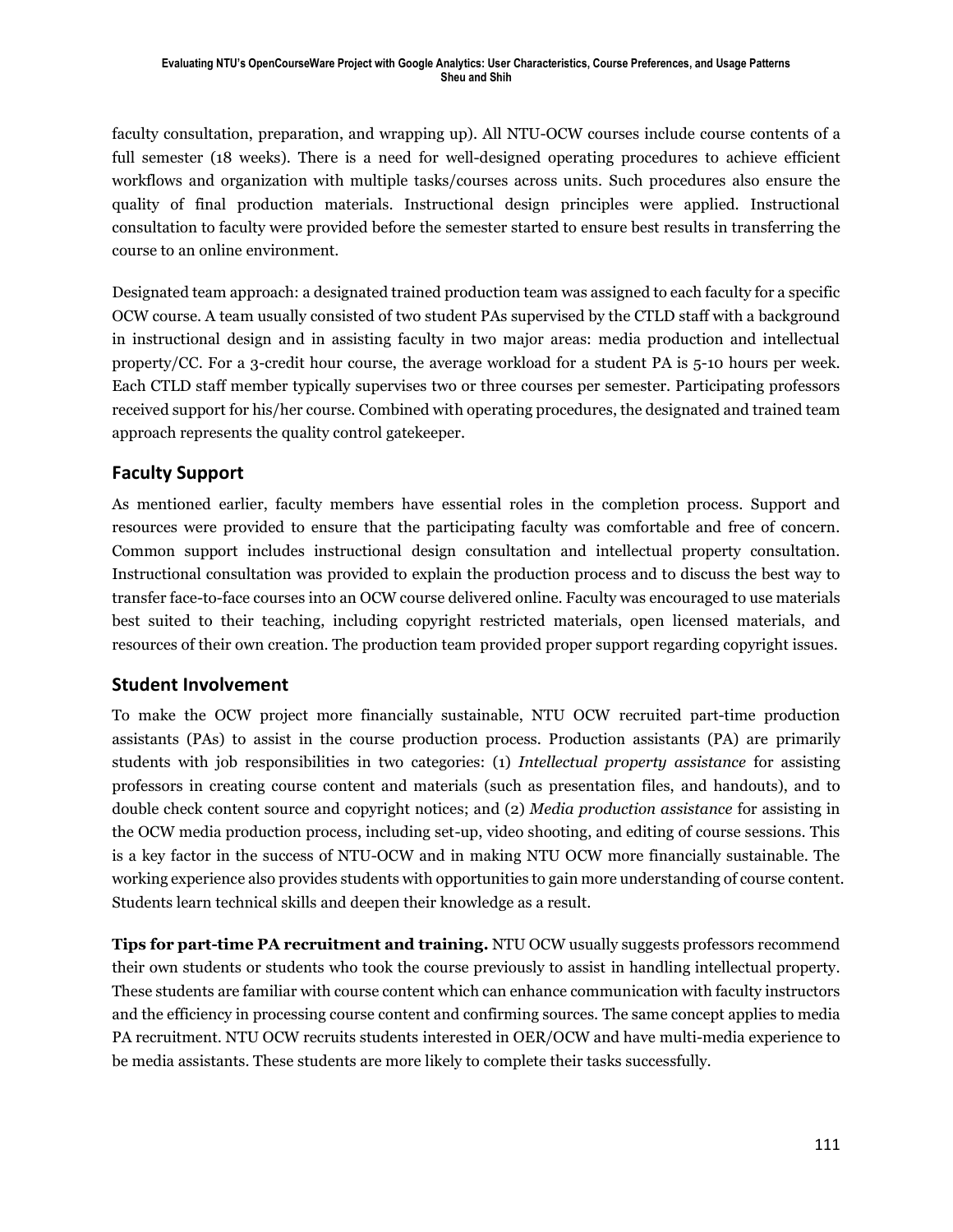faculty consultation, preparation, and wrapping up). All NTU-OCW courses include course contents of a full semester (18 weeks). There is a need for well-designed operating procedures to achieve efficient workflows and organization with multiple tasks/courses across units. Such procedures also ensure the quality of final production materials. Instructional design principles were applied. Instructional consultation to faculty were provided before the semester started to ensure best results in transferring the course to an online environment.

Designated team approach: a designated trained production team was assigned to each faculty for a specific OCW course. A team usually consisted of two student PAs supervised by the CTLD staff with a background in instructional design and in assisting faculty in two major areas: media production and intellectual property/CC. For a 3-credit hour course, the average workload for a student PA is 5-10 hours per week. Each CTLD staff member typically supervises two or three courses per semester. Participating professors received support for his/her course. Combined with operating procedures, the designated and trained team approach represents the quality control gatekeeper.

## Faculty Support

As mentioned earlier, faculty members have essential roles in the completion process. Support and resources were provided to ensure that the participating faculty was comfortable and free of concern. Common support includes instructional design consultation and intellectual property consultation. Instructional consultation was provided to explain the production process and to discuss the best way to transfer face-to-face courses into an OCW course delivered online. Faculty was encouraged to use materials best suited to their teaching, including copyright restricted materials, open licensed materials, and resources of their own creation. The production team provided proper support regarding copyright issues.

## Student Involvement

To make the OCW project more financially sustainable, NTU OCW recruited part-time production assistants (PAs) to assist in the course production process. Production assistants (PA) are primarily students with job responsibilities in two categories: (1) *Intellectual property assistance* for assisting professors in creating course content and materials (such as presentation files, and handouts), and to double check content source and copyright notices; and (2) *Media production assistance* for assisting in the OCW media production process, including set-up, video shooting, and editing of course sessions. This is a key factor in the success of NTU-OCW and in making NTU OCW more financially sustainable. The working experience also provides students with opportunities to gain more understanding of course content. Students learn technical skills and deepen their knowledge as a result.

**Tips for part-time PA recruitment and training.** NTU OCW usually suggests professors recommend their own students or students who took the course previously to assist in handling intellectual property. These students are familiar with course content which can enhance communication with faculty instructors and the efficiency in processing course content and confirming sources. The same concept applies to media PA recruitment. NTU OCW recruits students interested in OER/OCW and have multi-media experience to be media assistants. These students are more likely to complete their tasks successfully.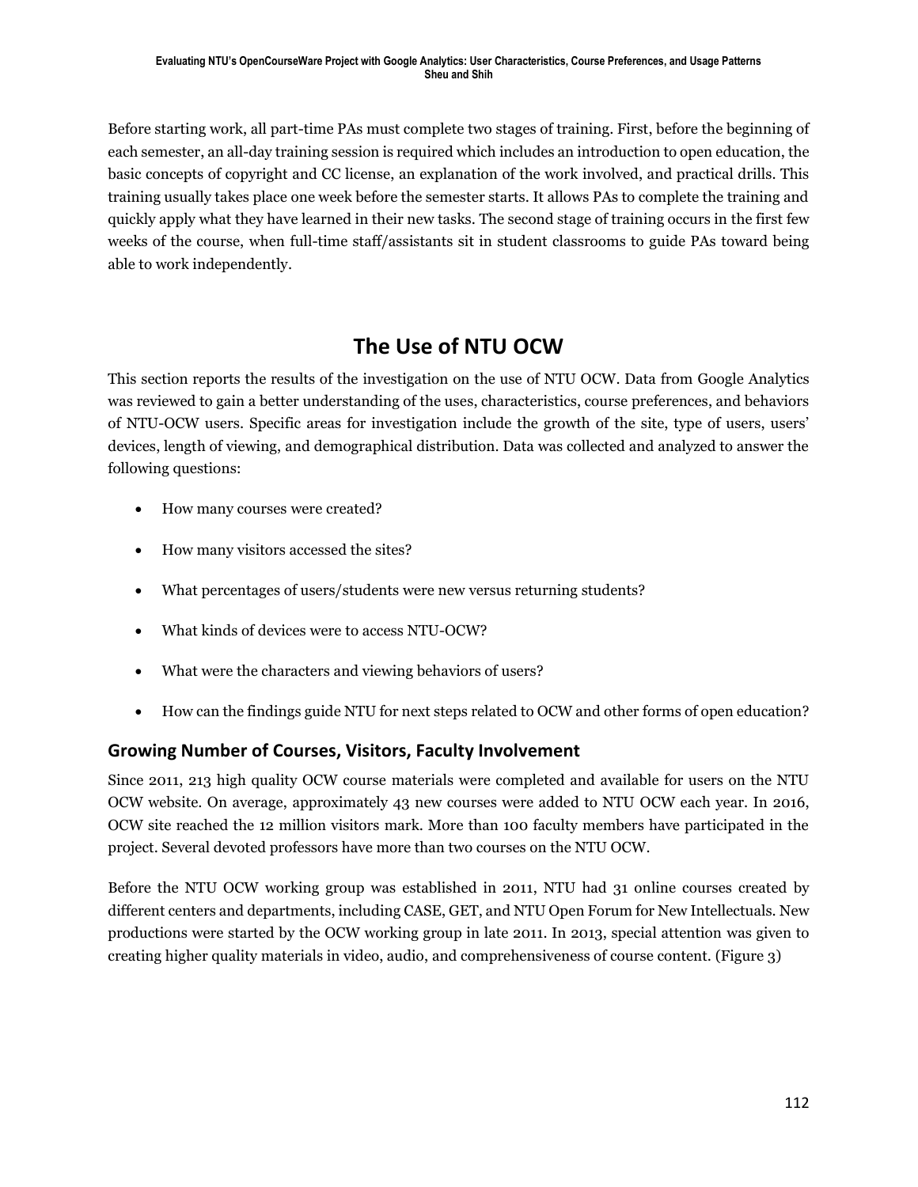Before starting work, all part-time PAs must complete two stages of training. First, before the beginning of each semester, an all-day training session is required which includes an introduction to open education, the basic concepts of copyright and CC license, an explanation of the work involved, and practical drills. This training usually takes place one week before the semester starts. It allows PAs to complete the training and quickly apply what they have learned in their new tasks. The second stage of training occurs in the first few weeks of the course, when full-time staff/assistants sit in student classrooms to guide PAs toward being able to work independently.

# The Use of NTU OCW

This section reports the results of the investigation on the use of NTU OCW. Data from Google Analytics was reviewed to gain a better understanding of the uses, characteristics, course preferences, and behaviors of NTU-OCW users. Specific areas for investigation include the growth of the site, type of users, users' devices, length of viewing, and demographical distribution. Data was collected and analyzed to answer the following questions:

- How many courses were created?
- How many visitors accessed the sites?
- What percentages of users/students were new versus returning students?
- What kinds of devices were to access NTU-OCW?
- What were the characters and viewing behaviors of users?
- How can the findings guide NTU for next steps related to OCW and other forms of open education?

## Growing Number of Courses, Visitors, Faculty Involvement

Since 2011, 213 high quality OCW course materials were completed and available for users on the NTU OCW website. On average, approximately 43 new courses were added to NTU OCW each year. In 2016, OCW site reached the 12 million visitors mark. More than 100 faculty members have participated in the project. Several devoted professors have more than two courses on the NTU OCW.

Before the NTU OCW working group was established in 2011, NTU had 31 online courses created by different centers and departments, including CASE, GET, and NTU Open Forum for New Intellectuals. New productions were started by the OCW working group in late 2011. In 2013, special attention was given to creating higher quality materials in video, audio, and comprehensiveness of course content. (Figure 3)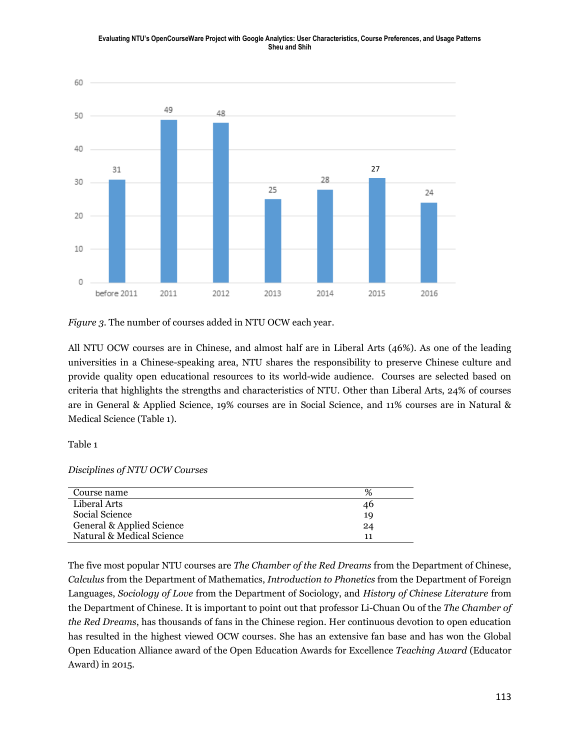*Figure 3*. The number of courses added in NTU OCW each year.

All NTU OCW courses are in Chinese, and almost half are in Liberal Arts (46%). As one of the leading universities in a Chinese-speaking area, NTU shares the responsibility to preserve Chinese culture and provide quality open educational resources to its world-wide audience. Courses are selected based on criteria that highlights the strengths and characteristics of NTU. Other than Liberal Arts, 24% of courses are in General & Applied Science, 19% courses are in Social Science, and 11% courses are in Natural & Medical Science (Table 1).

Table 1

*Disciplines of NTU OCW Courses*

| Course name | % |
|---|---|
| Liberal Arts | 46 |
| Social Science | 19 |
| General & Applied Science | 24 |
| Natural & Medical Science | 11 |

The five most popular NTU courses are *The Chamber of the Red Dreams* from the Department of Chinese, *Calculus* from the Department of Mathematics, *Introduction to Phonetics* from the Department of Foreign Languages, *Sociology of Love* from the Department of Sociology, and *History of Chinese Literature* from the Department of Chinese. It is important to point out that professor Li-Chuan Ou of the *The Chamber of the Red Dreams*, has thousands of fans in the Chinese region. Her continuous devotion to open education has resulted in the highest viewed OCW courses. She has an extensive fan base and has won the Global Open Education Alliance award of the Open Education Awards for Excellence *Teaching Award* (Educator Award) in 2015.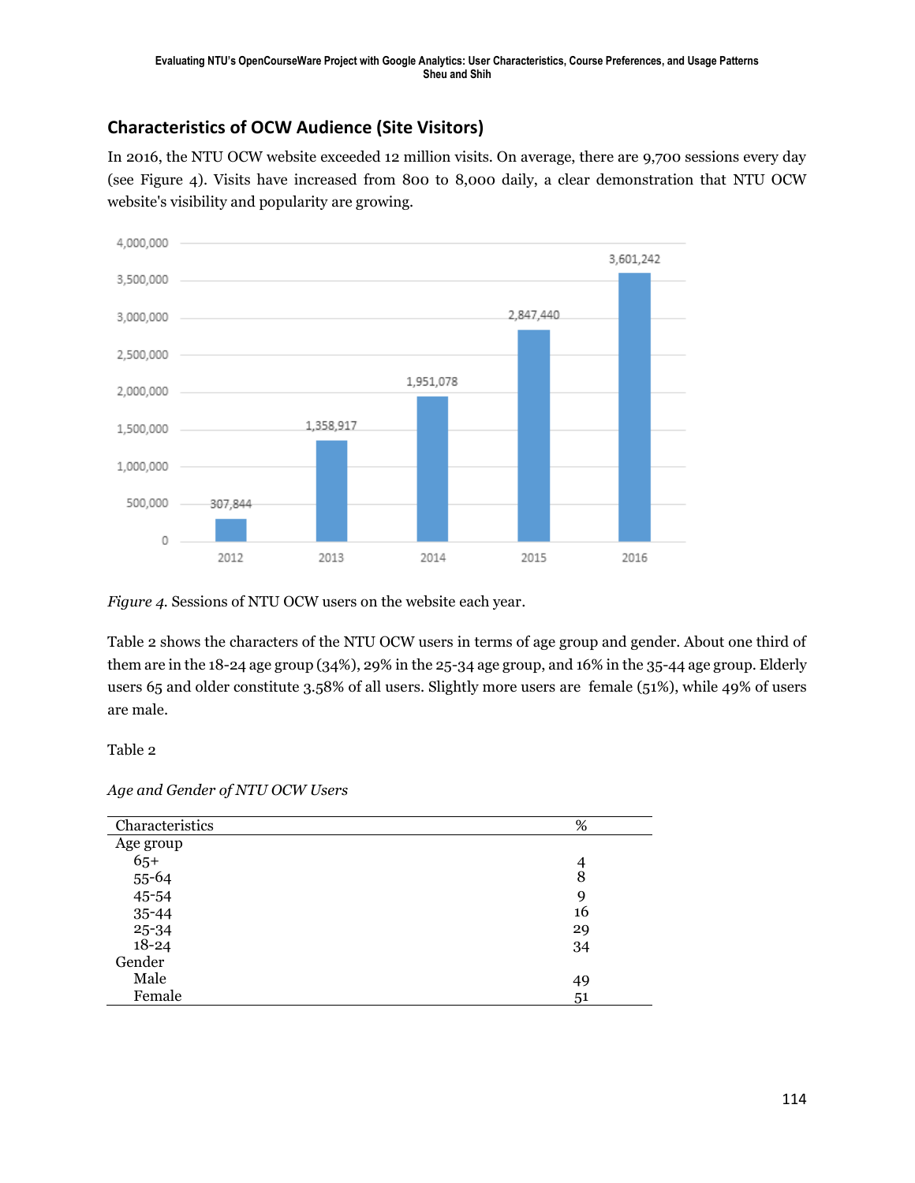## Characteristics of OCW Audience (Site Visitors)

In 2016, the NTU OCW website exceeded 12 million visits. On average, there are 9,700 sessions every day (see Figure 4). Visits have increased from 800 to 8,000 daily, a clear demonstration that NTU OCW website's visibility and popularity are growing.

| Year | Sessions |
|---|---|
| 2012 | 307,844 |
| 2013 | 1,358,917 |
| 2014 | 1,951,078 |
| 2015 | 2,847,440 |
| 2016 | 3,601,242 |

*Figure 4.* Sessions of NTU OCW users on the website each year.

Table 2 shows the characters of the NTU OCW users in terms of age group and gender. About one third of them are in the 18-24 age group (34%), 29% in the 25-34 age group, and 16% in the 35-44 age group. Elderly users 65 and older constitute 3.58% of all users. Slightly more users are female (51%), while 49% of users are male.

Table 2

*Age and Gender of NTU OCW Users*

| Characteristics | % |
|---|---|
| Age group | |
| 65+ | 4 |
| 55-64 | 8 |
| 45-54 | 9 |
| 35-44 | 16 |
| 25-34 | 29 |
| 18-24 | 34 |
| Gender | |
| Male | 49 |
| Female | 51 |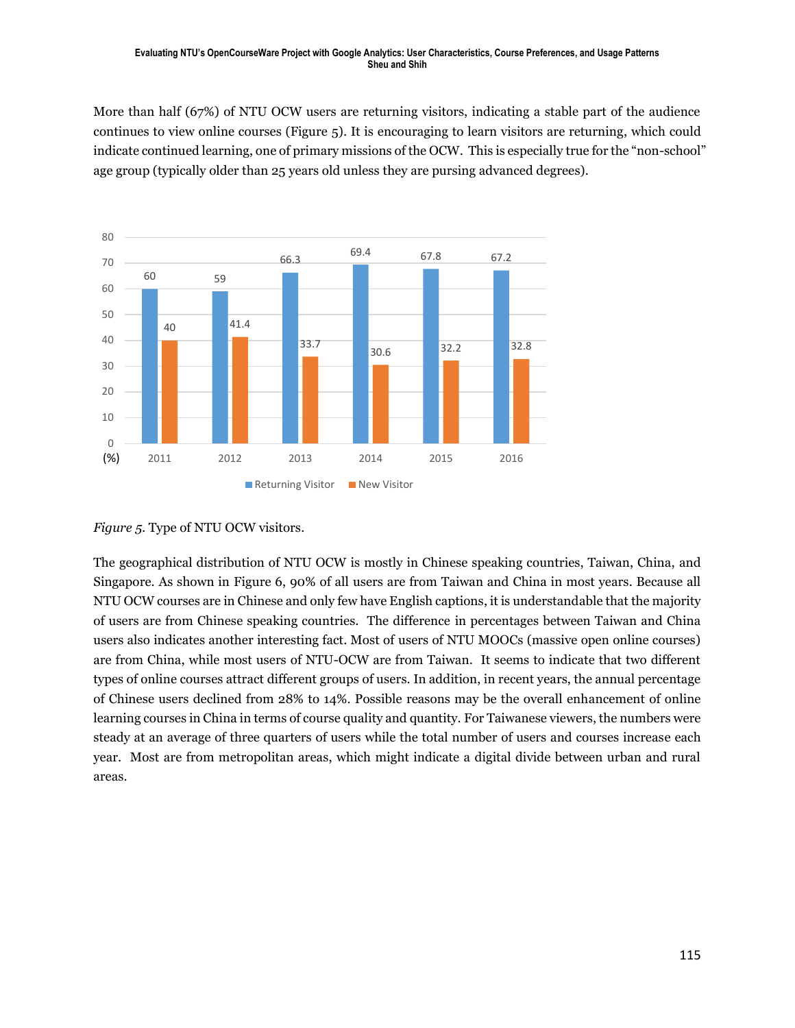More than half (67%) of NTU OCW users are returning visitors, indicating a stable part of the audience continues to view online courses (Figure 5). It is encouraging to learn visitors are returning, which could indicate continued learning, one of primary missions of the OCW. This is especially true for the "non-school" age group (typically older than 25 years old unless they are pursing advanced degrees).

| (%) | 2011 | 2012 | 2013 | 2014 | 2015 | 2016 |
|---|---|---|---|---|---|---|
| Returning Visitor | 60 | 59 | 66.3 | 69.4 | 67.8 | 67.2 |
| New Visitor | 40 | 41.4 | 33.7 | 30.6 | 32.2 | 32.8 |

*Figure 5*. Type of NTU OCW visitors.

The geographical distribution of NTU OCW is mostly in Chinese speaking countries, Taiwan, China, and Singapore. As shown in Figure 6, 90% of all users are from Taiwan and China in most years. Because all NTU OCW courses are in Chinese and only few have English captions, it is understandable that the majority of users are from Chinese speaking countries. The difference in percentages between Taiwan and China users also indicates another interesting fact. Most of users of NTU MOOCs (massive open online courses) are from China, while most users of NTU-OCW are from Taiwan. It seems to indicate that two different types of online courses attract different groups of users. In addition, in recent years, the annual percentage of Chinese users declined from 28% to 14%. Possible reasons may be the overall enhancement of online learning courses in China in terms of course quality and quantity. For Taiwanese viewers, the numbers were steady at an average of three quarters of users while the total number of users and courses increase each year. Most are from metropolitan areas, which might indicate a digital divide between urban and rural areas.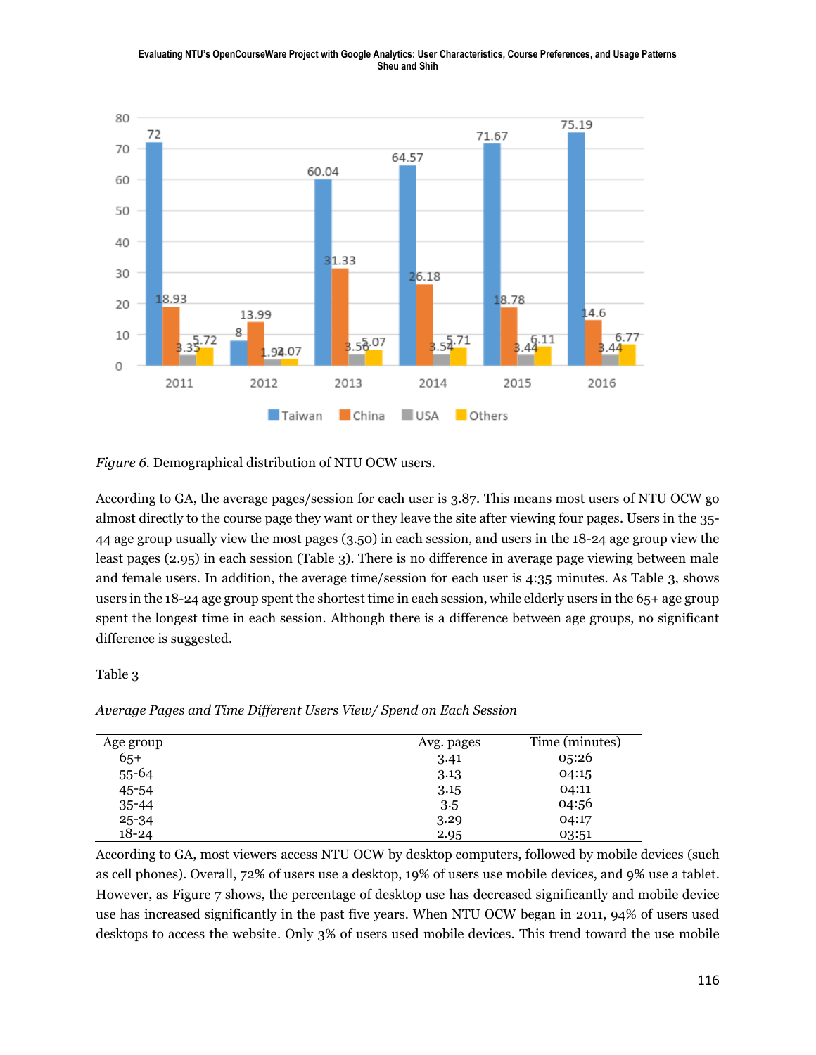*Figure 6.* Demographical distribution of NTU OCW users.

According to GA, the average pages/session for each user is 3.87. This means most users of NTU OCW go almost directly to the course page they want or they leave the site after viewing four pages. Users in the 35-44 age group usually view the most pages (3.50) in each session, and users in the 18-24 age group view the least pages (2.95) in each session (Table 3). There is no difference in average page viewing between male and female users. In addition, the average time/session for each user is 4:35 minutes. As Table 3, shows users in the 18-24 age group spent the shortest time in each session, while elderly users in the 65+ age group spent the longest time in each session. Although there is a difference between age groups, no significant difference is suggested.

Table 3

*Average Pages and Time Different Users View/ Spend on Each Session*

| Age group | Avg. pages | Time (minutes) |
|---|---|---|
| 65+ | 3.41 | 05:26 |
| 55-64 | 3.13 | 04:15 |
| 45-54 | 3.15 | 04:11 |
| 35-44 | 3.5 | 04:56 |
| 25-34 | 3.29 | 04:17 |
| 18-24 | 2.95 | 03:51 |

According to GA, most viewers access NTU OCW by desktop computers, followed by mobile devices (such as cell phones). Overall, 72% of users use a desktop, 19% of users use mobile devices, and 9% use a tablet. However, as Figure 7 shows, the percentage of desktop use has decreased significantly and mobile device use has increased significantly in the past five years. When NTU OCW began in 2011, 94% of users used desktops to access the website. Only 3% of users used mobile devices. This trend toward the use mobile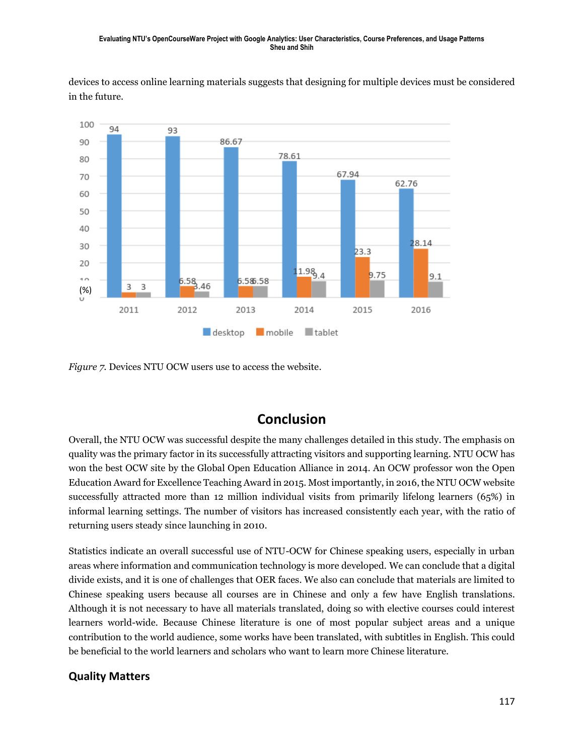devices to access online learning materials suggests that designing for multiple devices must be considered in the future.

*Figure 7.* Devices NTU OCW users use to access the website.

## Conclusion

Overall, the NTU OCW was successful despite the many challenges detailed in this study. The emphasis on quality was the primary factor in its successfully attracting visitors and supporting learning. NTU OCW has won the best OCW site by the Global Open Education Alliance in 2014. An OCW professor won the Open Education Award for Excellence Teaching Award in 2015. Most importantly, in 2016, the NTU OCW website successfully attracted more than 12 million individual visits from primarily lifelong learners (65%) in informal learning settings. The number of visitors has increased consistently each year, with the ratio of returning users steady since launching in 2010.

Statistics indicate an overall successful use of NTU-OCW for Chinese speaking users, especially in urban areas where information and communication technology is more developed. We can conclude that a digital divide exists, and it is one of challenges that OER faces. We also can conclude that materials are limited to Chinese speaking users because all courses are in Chinese and only a few have English translations. Although it is not necessary to have all materials translated, doing so with elective courses could interest learners world-wide. Because Chinese literature is one of most popular subject areas and a unique contribution to the world audience, some works have been translated, with subtitles in English. This could be beneficial to the world learners and scholars who want to learn more Chinese literature.

### Quality Matters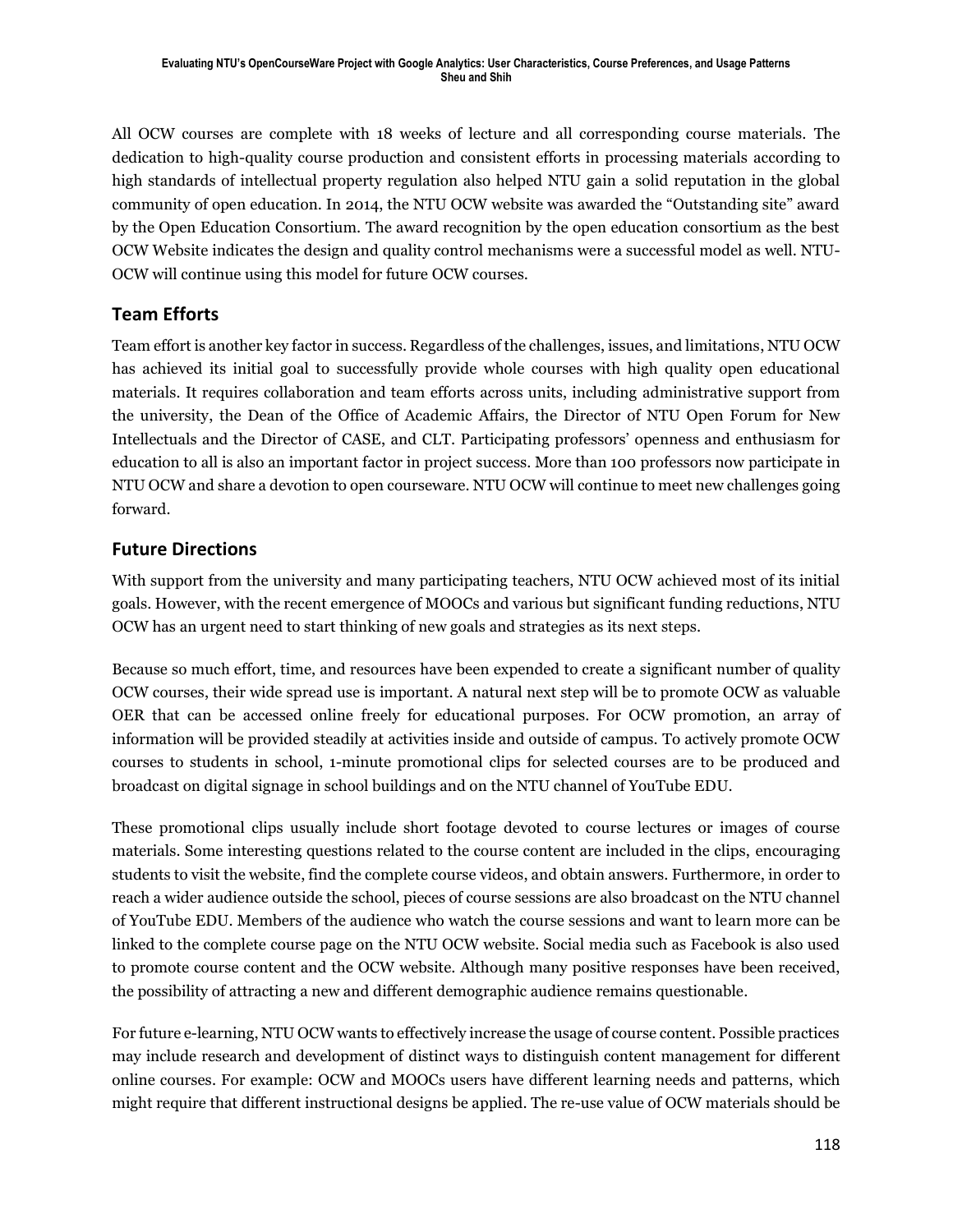All OCW courses are complete with 18 weeks of lecture and all corresponding course materials. The dedication to high-quality course production and consistent efforts in processing materials according to high standards of intellectual property regulation also helped NTU gain a solid reputation in the global community of open education. In 2014, the NTU OCW website was awarded the "Outstanding site" award by the Open Education Consortium. The award recognition by the open education consortium as the best OCW Website indicates the design and quality control mechanisms were a successful model as well. NTU-OCW will continue using this model for future OCW courses.

## Team Efforts

Team effort is another key factor in success. Regardless of the challenges, issues, and limitations, NTU OCW has achieved its initial goal to successfully provide whole courses with high quality open educational materials. It requires collaboration and team efforts across units, including administrative support from the university, the Dean of the Office of Academic Affairs, the Director of NTU Open Forum for New Intellectuals and the Director of CASE, and CLT. Participating professors' openness and enthusiasm for education to all is also an important factor in project success. More than 100 professors now participate in NTU OCW and share a devotion to open courseware. NTU OCW will continue to meet new challenges going forward.

## Future Directions

With support from the university and many participating teachers, NTU OCW achieved most of its initial goals. However, with the recent emergence of MOOCs and various but significant funding reductions, NTU OCW has an urgent need to start thinking of new goals and strategies as its next steps.

Because so much effort, time, and resources have been expended to create a significant number of quality OCW courses, their wide spread use is important. A natural next step will be to promote OCW as valuable OER that can be accessed online freely for educational purposes. For OCW promotion, an array of information will be provided steadily at activities inside and outside of campus. To actively promote OCW courses to students in school, 1-minute promotional clips for selected courses are to be produced and broadcast on digital signage in school buildings and on the NTU channel of YouTube EDU.

These promotional clips usually include short footage devoted to course lectures or images of course materials. Some interesting questions related to the course content are included in the clips, encouraging students to visit the website, find the complete course videos, and obtain answers. Furthermore, in order to reach a wider audience outside the school, pieces of course sessions are also broadcast on the NTU channel of YouTube EDU. Members of the audience who watch the course sessions and want to learn more can be linked to the complete course page on the NTU OCW website. Social media such as Facebook is also used to promote course content and the OCW website. Although many positive responses have been received, the possibility of attracting a new and different demographic audience remains questionable.

For future e-learning, NTU OCW wants to effectively increase the usage of course content. Possible practices may include research and development of distinct ways to distinguish content management for different online courses. For example: OCW and MOOCs users have different learning needs and patterns, which might require that different instructional designs be applied. The re-use value of OCW materials should be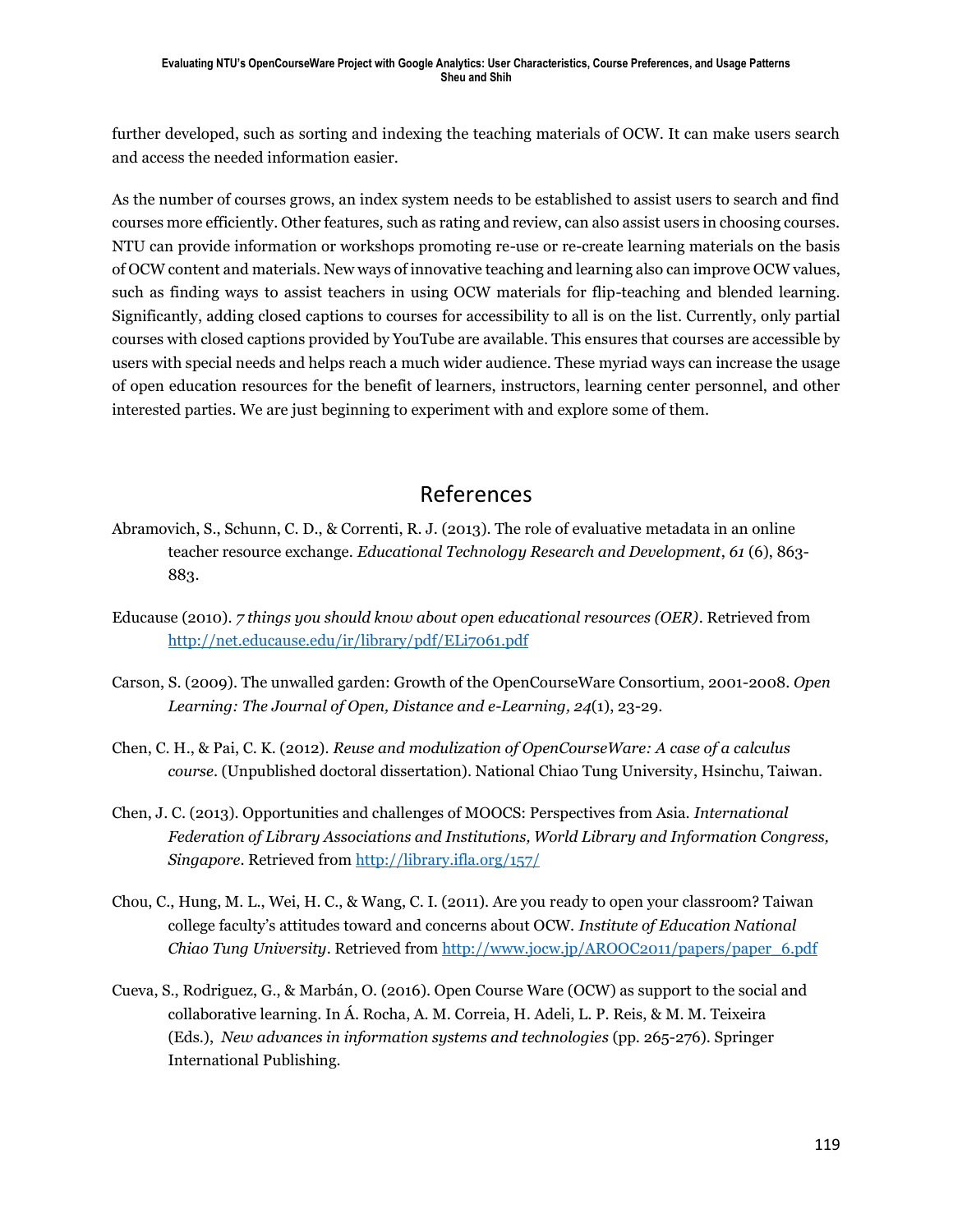further developed, such as sorting and indexing the teaching materials of OCW. It can make users search and access the needed information easier.

As the number of courses grows, an index system needs to be established to assist users to search and find courses more efficiently. Other features, such as rating and review, can also assist users in choosing courses. NTU can provide information or workshops promoting re-use or re-create learning materials on the basis of OCW content and materials. New ways of innovative teaching and learning also can improve OCW values, such as finding ways to assist teachers in using OCW materials for flip-teaching and blended learning. Significantly, adding closed captions to courses for accessibility to all is on the list. Currently, only partial courses with closed captions provided by YouTube are available. This ensures that courses are accessible by users with special needs and helps reach a much wider audience. These myriad ways can increase the usage of open education resources for the benefit of learners, instructors, learning center personnel, and other interested parties. We are just beginning to experiment with and explore some of them.

## References

Abramovich, S., Schunn, C. D., & Correnti, R. J. (2013). The role of evaluative metadata in an online teacher resource exchange. *Educational Technology Research and Development*, *61* (6), 863-883.

Educause (2010). *7 things you should know about open educational resources (OER)*. Retrieved from http://net.educause.edu/ir/library/pdf/ELI7061.pdf

Carson, S. (2009). The unwalled garden: Growth of the OpenCourseWare Consortium, 2001-2008. *Open Learning: The Journal of Open, Distance and e-Learning, 24*(1), 23-29.

Chen, C. H., & Pai, C. K. (2012). *Reuse and modulization of OpenCourseWare: A case of a calculus course*. (Unpublished doctoral dissertation). National Chiao Tung University, Hsinchu, Taiwan.

Chen, J. C. (2013). Opportunities and challenges of MOOCS: Perspectives from Asia. *International Federation of Library Associations and Institutions, World Library and Information Congress, Singapore*. Retrieved from http://library.ifla.org/157/

Chou, C., Hung, M. L., Wei, H. C., & Wang, C. I. (2011). Are you ready to open your classroom? Taiwan college faculty's attitudes toward and concerns about OCW. *Institute of Education National Chiao Tung University*. Retrieved from http://www.jocw.jp/AROOC2011/papers/paper_6.pdf

Cueva, S., Rodriguez, G., & Marbán, O. (2016). Open Course Ware (OCW) as support to the social and collaborative learning. In Á. Rocha, A. M. Correia, H. Adeli, L. P. Reis, & M. M. Teixeira (Eds.), *New advances in information systems and technologies* (pp. 265-276). Springer International Publishing.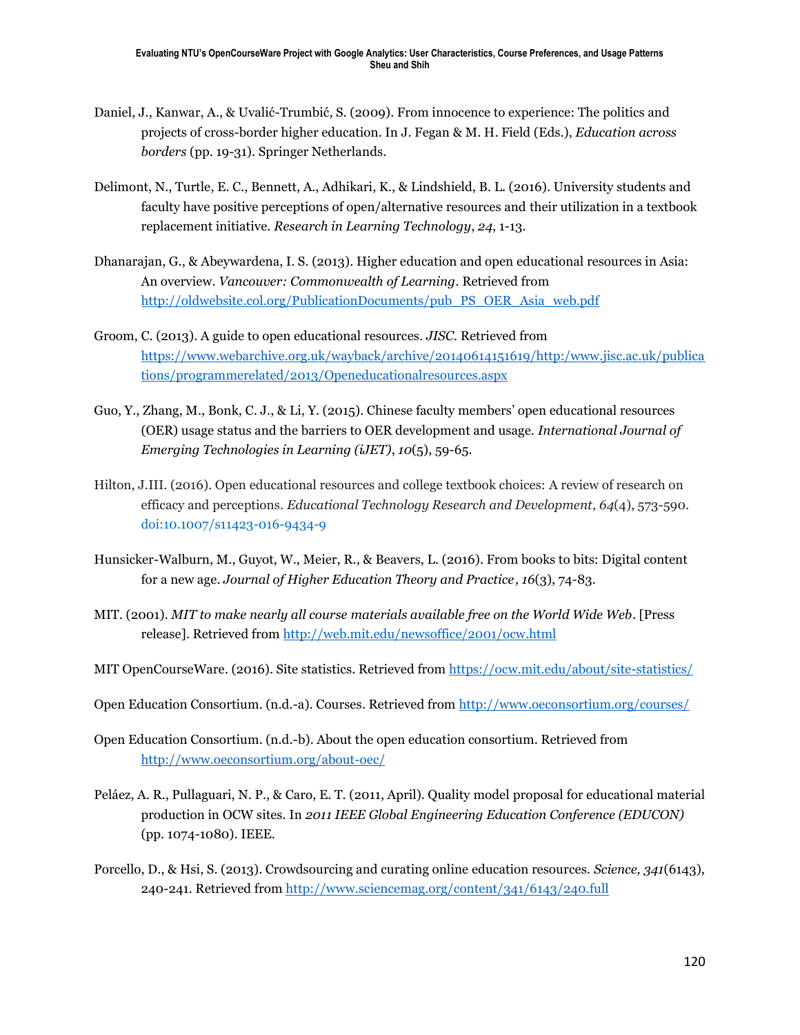Daniel, J., Kanwar, A., & Uvalić-Trumbić, S. (2009). From innocence to experience: The politics and projects of cross-border higher education. In J. Fegan & M. H. Field (Eds.), *Education across borders* (pp. 19-31). Springer Netherlands.

Delimont, N., Turtle, E. C., Bennett, A., Adhikari, K., & Lindshield, B. L. (2016). University students and faculty have positive perceptions of open/alternative resources and their utilization in a textbook replacement initiative. *Research in Learning Technology*, *24*, 1-13.

Dhanarajan, G., & Abeywardena, I. S. (2013). Higher education and open educational resources in Asia: An overview. *Vancouver: Commonwealth of Learning*. Retrieved from http://oldwebsite.col.org/PublicationDocuments/pub_PS_OER_Asia_web.pdf

Groom, C. (2013). A guide to open educational resources. *JISC*. Retrieved from https://www.webarchive.org.uk/wayback/archive/20140614151619/http:/www.jisc.ac.uk/publications/programmerelated/2013/Openeducationalresources.aspx

Guo, Y., Zhang, M., Bonk, C. J., & Li, Y. (2015). Chinese faculty members' open educational resources (OER) usage status and the barriers to OER development and usage. *International Journal of Emerging Technologies in Learning (iJET)*, *10*(5), 59-65.

Hilton, J.III. (2016). Open educational resources and college textbook choices: A review of research on efficacy and perceptions. *Educational Technology Research and Development*, *64*(4), 573-590. doi:10.1007/s11423-016-9434-9

Hunsicker-Walburn, M., Guyot, W., Meier, R., & Beavers, L. (2016). From books to bits: Digital content for a new age. *Journal of Higher Education Theory and Practice*, *16*(3), 74-83.

MIT. (2001). *MIT to make nearly all course materials available free on the World Wide Web*. [Press release]. Retrieved from http://web.mit.edu/newsoffice/2001/ocw.html

MIT OpenCourseWare. (2016). Site statistics. Retrieved from https://ocw.mit.edu/about/site-statistics/

Open Education Consortium. (n.d.-a). Courses. Retrieved from http://www.oeconsortium.org/courses/

Open Education Consortium. (n.d.-b). About the open education consortium. Retrieved from http://www.oeconsortium.org/about-oec/

Peláez, A. R., Pullaguari, N. P., & Caro, E. T. (2011, April). Quality model proposal for educational material production in OCW sites. In *2011 IEEE Global Engineering Education Conference (EDUCON)* (pp. 1074-1080). IEEE.

Porcello, D., & Hsi, S. (2013). Crowdsourcing and curating online education resources. *Science, 341*(6143), 240-241. Retrieved from http://www.sciencemag.org/content/341/6143/240.full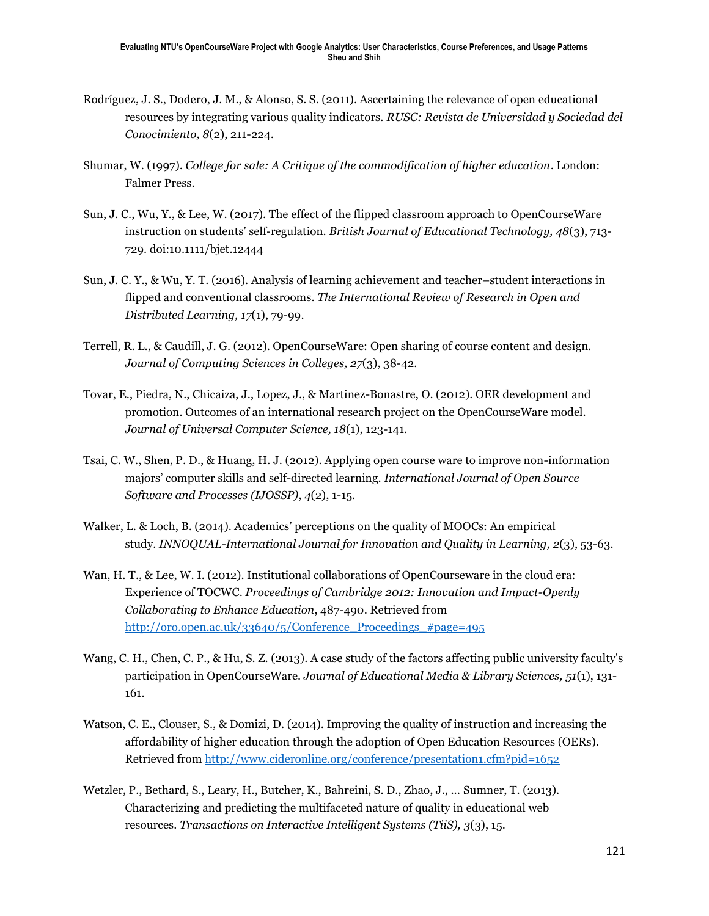Rodríguez, J. S., Dodero, J. M., & Alonso, S. S. (2011). Ascertaining the relevance of open educational resources by integrating various quality indicators. *RUSC: Revista de Universidad y Sociedad del Conocimiento, 8*(2), 211-224.

Shumar, W. (1997). *College for sale: A Critique of the commodification of higher education*. London: Falmer Press.

Sun, J. C., Wu, Y., & Lee, W. (2017). The effect of the flipped classroom approach to OpenCourseWare instruction on students' self-regulation. *British Journal of Educational Technology, 48*(3), 713-729. doi:10.1111/bjet.12444

Sun, J. C. Y., & Wu, Y. T. (2016). Analysis of learning achievement and teacher–student interactions in flipped and conventional classrooms. *The International Review of Research in Open and Distributed Learning, 17*(1), 79-99.

Terrell, R. L., & Caudill, J. G. (2012). OpenCourseWare: Open sharing of course content and design. *Journal of Computing Sciences in Colleges, 27*(3), 38-42.

Tovar, E., Piedra, N., Chicaiza, J., Lopez, J., & Martinez-Bonastre, O. (2012). OER development and promotion. Outcomes of an international research project on the OpenCourseWare model. *Journal of Universal Computer Science, 18*(1), 123-141.

Tsai, C. W., Shen, P. D., & Huang, H. J. (2012). Applying open course ware to improve non-information majors' computer skills and self-directed learning. *International Journal of Open Source Software and Processes (IJOSSP)*, *4*(2), 1-15.

Walker, L. & Loch, B. (2014). Academics' perceptions on the quality of MOOCs: An empirical study. *INNOQUAL-International Journal for Innovation and Quality in Learning, 2*(3), 53-63.

Wan, H. T., & Lee, W. I. (2012). Institutional collaborations of OpenCourseware in the cloud era: Experience of TOCWC. *Proceedings of Cambridge 2012: Innovation and Impact-Openly Collaborating to Enhance Education*, 487-490. Retrieved from http://oro.open.ac.uk/33640/5/Conference_Proceedings_#page=495

Wang, C. H., Chen, C. P., & Hu, S. Z. (2013). A case study of the factors affecting public university faculty's participation in OpenCourseWare. *Journal of Educational Media & Library Sciences, 51*(1), 131-161.

Watson, C. E., Clouser, S., & Domizi, D. (2014). Improving the quality of instruction and increasing the affordability of higher education through the adoption of Open Education Resources (OERs). Retrieved from http://www.cideronline.org/conference/presentation1.cfm?pid=1652

Wetzler, P., Bethard, S., Leary, H., Butcher, K., Bahreini, S. D., Zhao, J., ... Sumner, T. (2013). Characterizing and predicting the multifaceted nature of quality in educational web resources. *Transactions on Interactive Intelligent Systems (TiiS), 3*(3), 15.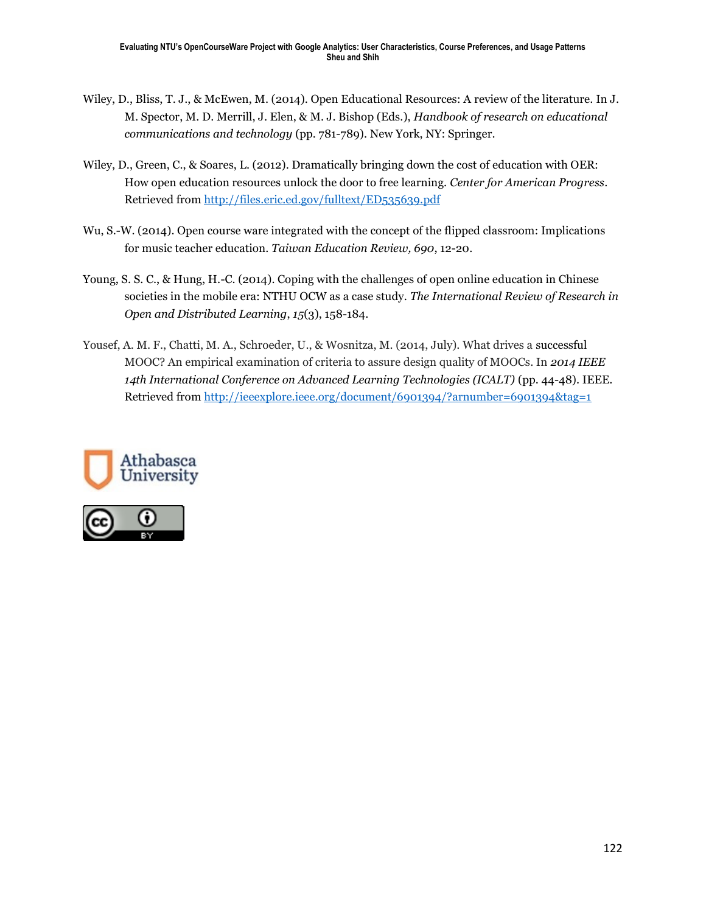Wiley, D., Bliss, T. J., & McEwen, M. (2014). Open Educational Resources: A review of the literature. In J. M. Spector, M. D. Merrill, J. Elen, & M. J. Bishop (Eds.), *Handbook of research on educational communications and technology* (pp. 781-789). New York, NY: Springer.

Wiley, D., Green, C., & Soares, L. (2012). Dramatically bringing down the cost of education with OER: How open education resources unlock the door to free learning. *Center for American Progress*. Retrieved from http://files.eric.ed.gov/fulltext/ED535639.pdf

Wu, S.-W. (2014). Open course ware integrated with the concept of the flipped classroom: Implications for music teacher education. *Taiwan Education Review, 690*, 12-20.

Young, S. S. C., & Hung, H.-C. (2014). Coping with the challenges of open online education in Chinese societies in the mobile era: NTHU OCW as a case study. *The International Review of Research in Open and Distributed Learning*, *15*(3), 158-184.

Yousef, A. M. F., Chatti, M. A., Schroeder, U., & Wosnitza, M. (2014, July). What drives a successful MOOC? An empirical examination of criteria to assure design quality of MOOCs. In *2014 IEEE 14th International Conference on Advanced Learning Technologies (ICALT)* (pp. 44-48). IEEE. Retrieved from http://ieeexplore.ieee.org/document/6901394/?arnumber=6901394&tag=1